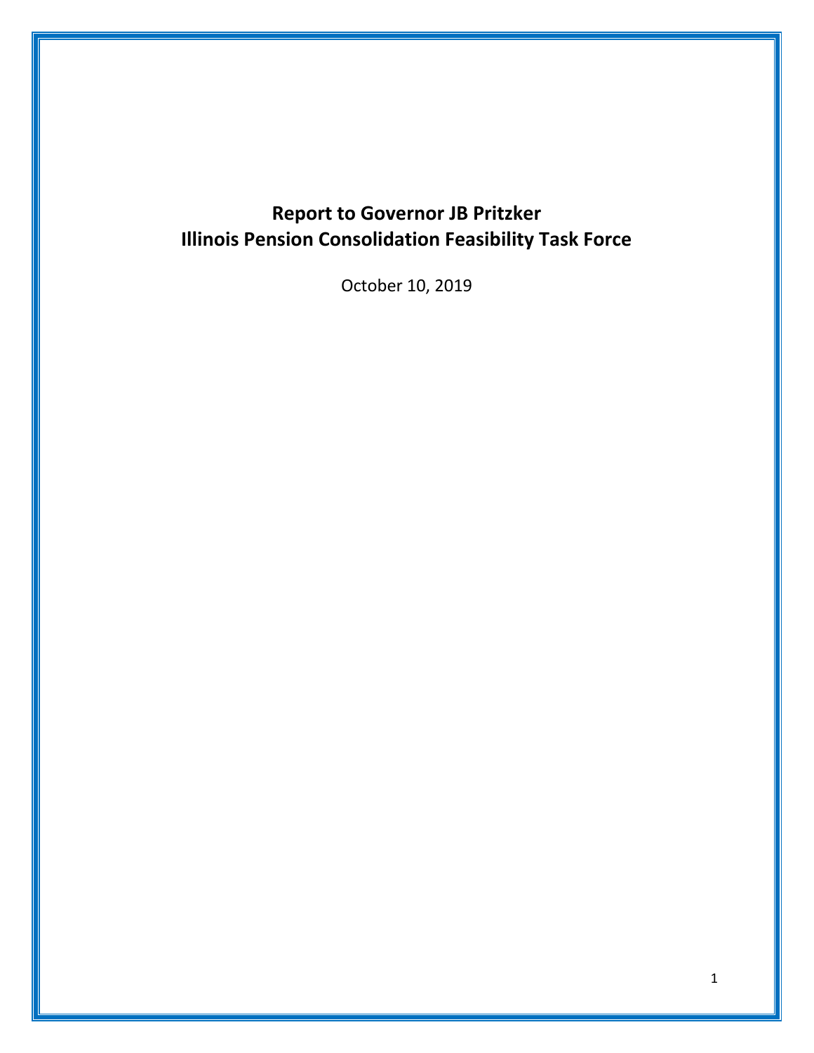# Report to Governor JB Pritzker
# Illinois Pension Consolidation Feasibility Task Force

October 10, 2019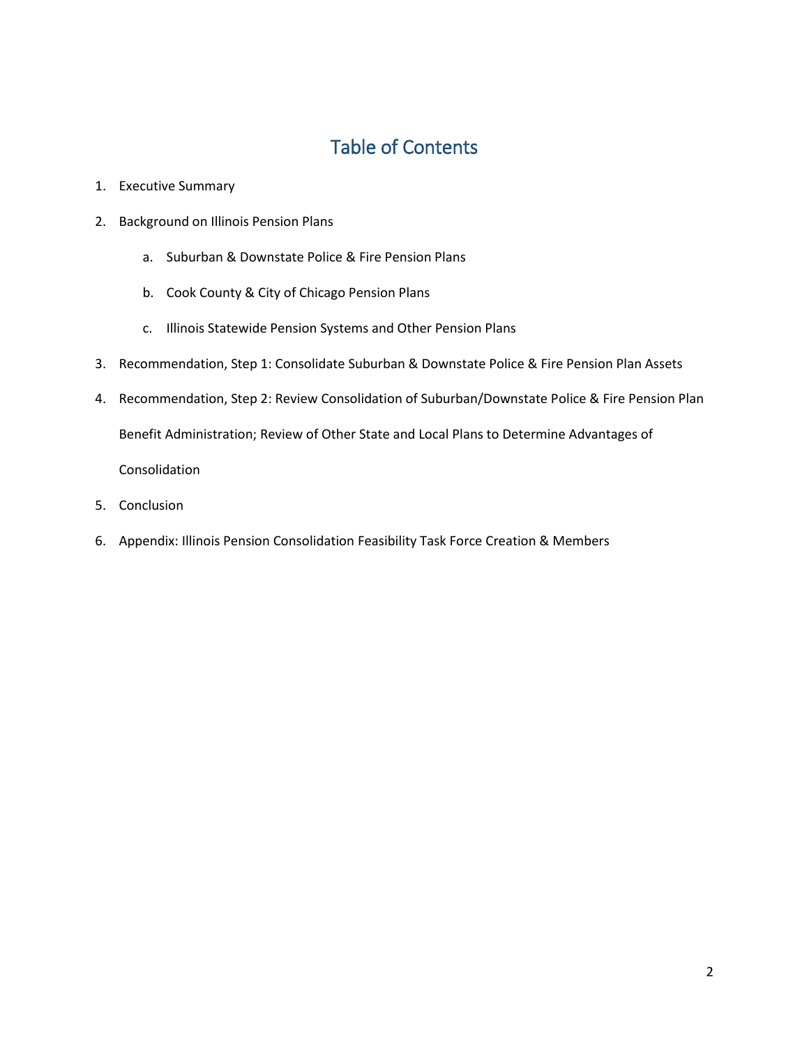# Table of Contents

1. Executive Summary
2. Background on Illinois Pension Plans
    a. Suburban & Downstate Police & Fire Pension Plans
    b. Cook County & City of Chicago Pension Plans
    c. Illinois Statewide Pension Systems and Other Pension Plans
3. Recommendation, Step 1: Consolidate Suburban & Downstate Police & Fire Pension Plan Assets
4. Recommendation, Step 2: Review Consolidation of Suburban/Downstate Police & Fire Pension Plan Benefit Administration; Review of Other State and Local Plans to Determine Advantages of Consolidation
5. Conclusion
6. Appendix: Illinois Pension Consolidation Feasibility Task Force Creation & Members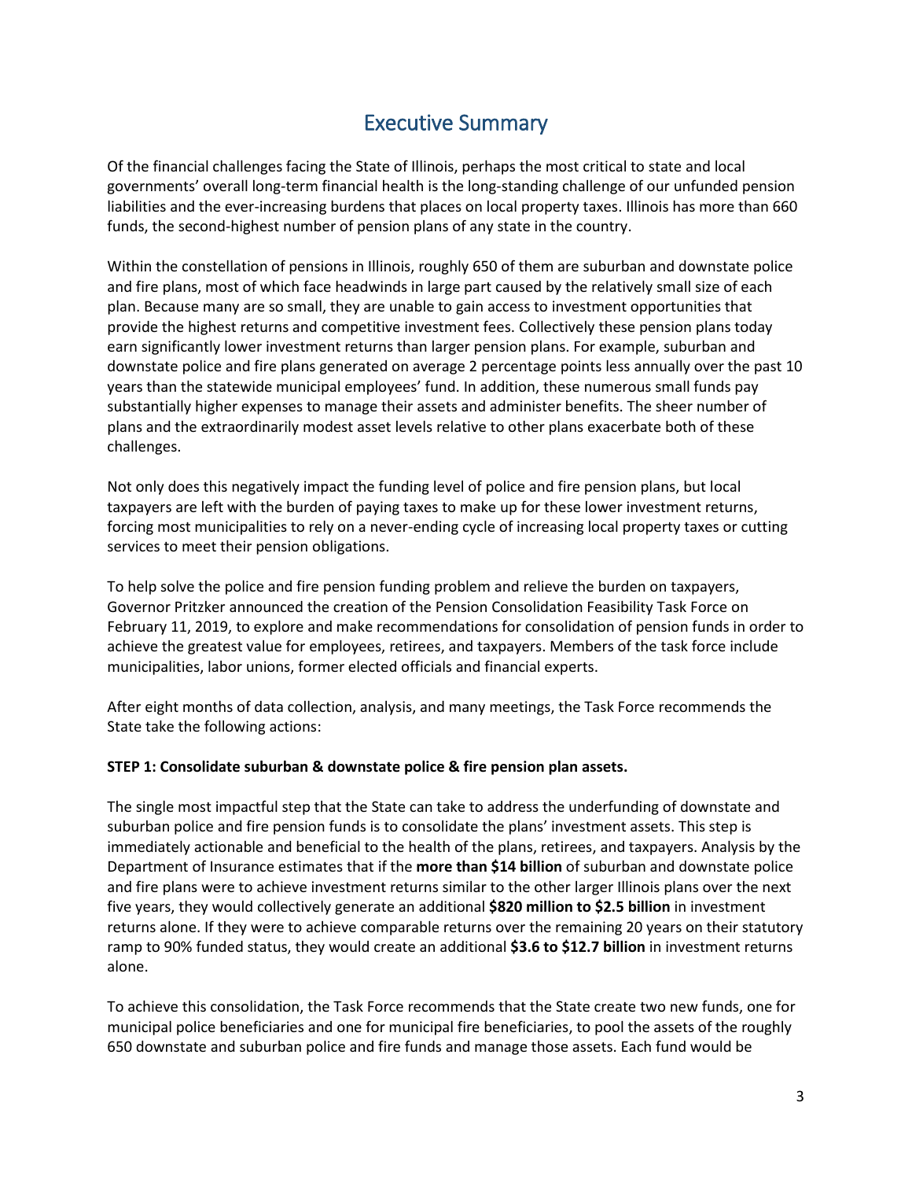# Executive Summary

Of the financial challenges facing the State of Illinois, perhaps the most critical to state and local governments' overall long-term financial health is the long-standing challenge of our unfunded pension liabilities and the ever-increasing burdens that places on local property taxes. Illinois has more than 660 funds, the second-highest number of pension plans of any state in the country.

Within the constellation of pensions in Illinois, roughly 650 of them are suburban and downstate police and fire plans, most of which face headwinds in large part caused by the relatively small size of each plan. Because many are so small, they are unable to gain access to investment opportunities that provide the highest returns and competitive investment fees. Collectively these pension plans today earn significantly lower investment returns than larger pension plans. For example, suburban and downstate police and fire plans generated on average 2 percentage points less annually over the past 10 years than the statewide municipal employees' fund. In addition, these numerous small funds pay substantially higher expenses to manage their assets and administer benefits. The sheer number of plans and the extraordinarily modest asset levels relative to other plans exacerbate both of these challenges.

Not only does this negatively impact the funding level of police and fire pension plans, but local taxpayers are left with the burden of paying taxes to make up for these lower investment returns, forcing most municipalities to rely on a never-ending cycle of increasing local property taxes or cutting services to meet their pension obligations.

To help solve the police and fire pension funding problem and relieve the burden on taxpayers, Governor Pritzker announced the creation of the Pension Consolidation Feasibility Task Force on February 11, 2019, to explore and make recommendations for consolidation of pension funds in order to achieve the greatest value for employees, retirees, and taxpayers. Members of the task force include municipalities, labor unions, former elected officials and financial experts.

After eight months of data collection, analysis, and many meetings, the Task Force recommends the State take the following actions:

**STEP 1: Consolidate suburban & downstate police & fire pension plan assets.**

The single most impactful step that the State can take to address the underfunding of downstate and suburban police and fire pension funds is to consolidate the plans' investment assets. This step is immediately actionable and beneficial to the health of the plans, retirees, and taxpayers. Analysis by the Department of Insurance estimates that if the **more than $14 billion** of suburban and downstate police and fire plans were to achieve investment returns similar to the other larger Illinois plans over the next five years, they would collectively generate an additional **$820 million to $2.5 billion** in investment returns alone. If they were to achieve comparable returns over the remaining 20 years on their statutory ramp to 90% funded status, they would create an additional **$3.6 to $12.7 billion** in investment returns alone.

To achieve this consolidation, the Task Force recommends that the State create two new funds, one for municipal police beneficiaries and one for municipal fire beneficiaries, to pool the assets of the roughly 650 downstate and suburban police and fire funds and manage those assets. Each fund would be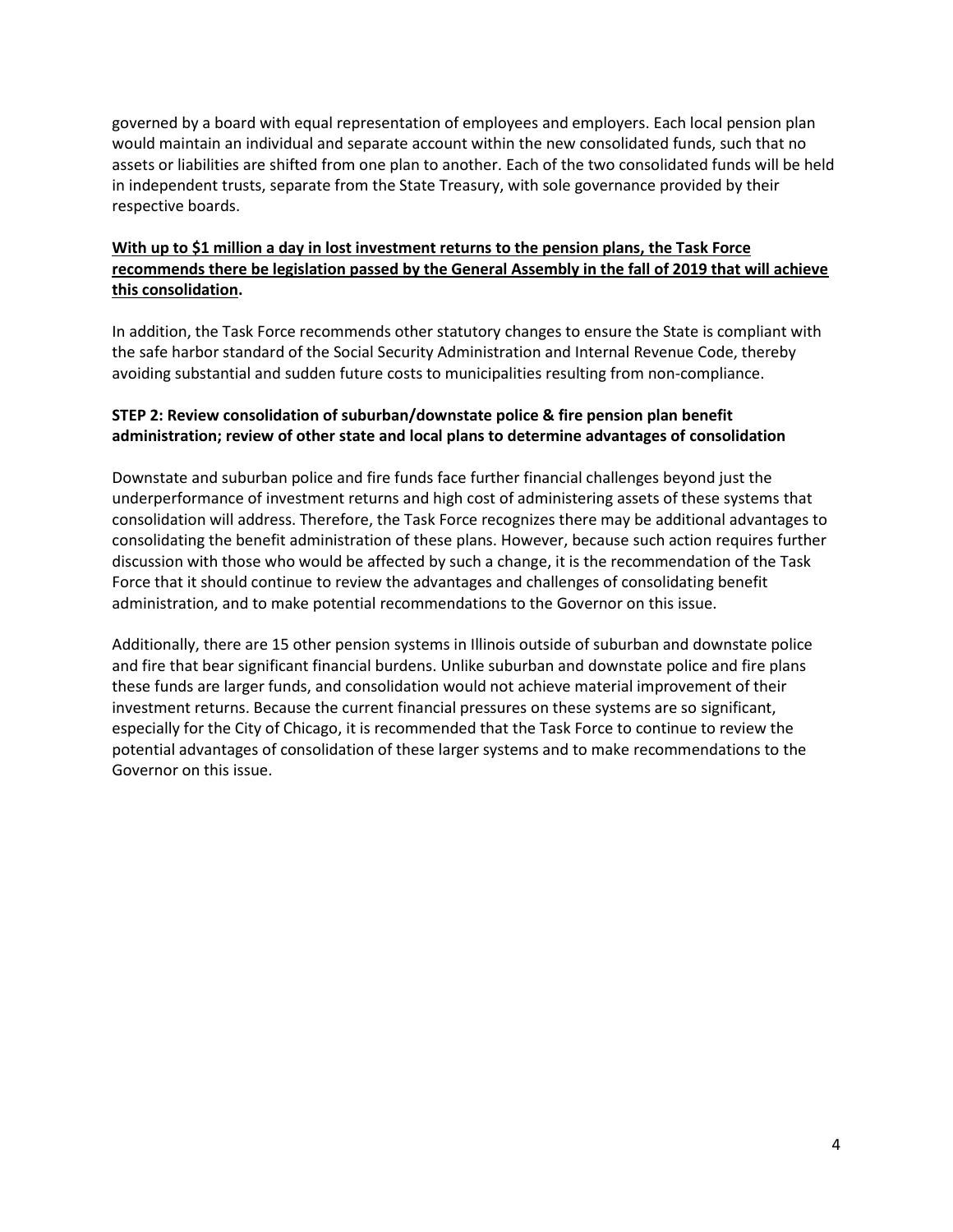governed by a board with equal representation of employees and employers. Each local pension plan would maintain an individual and separate account within the new consolidated funds, such that no assets or liabilities are shifted from one plan to another. Each of the two consolidated funds will be held in independent trusts, separate from the State Treasury, with sole governance provided by their respective boards.

**With up to $1 million a day in lost investment returns to the pension plans, the Task Force recommends there be legislation passed by the General Assembly in the fall of 2019 that will achieve this consolidation.**

In addition, the Task Force recommends other statutory changes to ensure the State is compliant with the safe harbor standard of the Social Security Administration and Internal Revenue Code, thereby avoiding substantial and sudden future costs to municipalities resulting from non-compliance.

**STEP 2: Review consolidation of suburban/downstate police & fire pension plan benefit administration; review of other state and local plans to determine advantages of consolidation**

Downstate and suburban police and fire funds face further financial challenges beyond just the underperformance of investment returns and high cost of administering assets of these systems that consolidation will address. Therefore, the Task Force recognizes there may be additional advantages to consolidating the benefit administration of these plans. However, because such action requires further discussion with those who would be affected by such a change, it is the recommendation of the Task Force that it should continue to review the advantages and challenges of consolidating benefit administration, and to make potential recommendations to the Governor on this issue.

Additionally, there are 15 other pension systems in Illinois outside of suburban and downstate police and fire that bear significant financial burdens. Unlike suburban and downstate police and fire plans these funds are larger funds, and consolidation would not achieve material improvement of their investment returns. Because the current financial pressures on these systems are so significant, especially for the City of Chicago, it is recommended that the Task Force to continue to review the potential advantages of consolidation of these larger systems and to make recommendations to the Governor on this issue.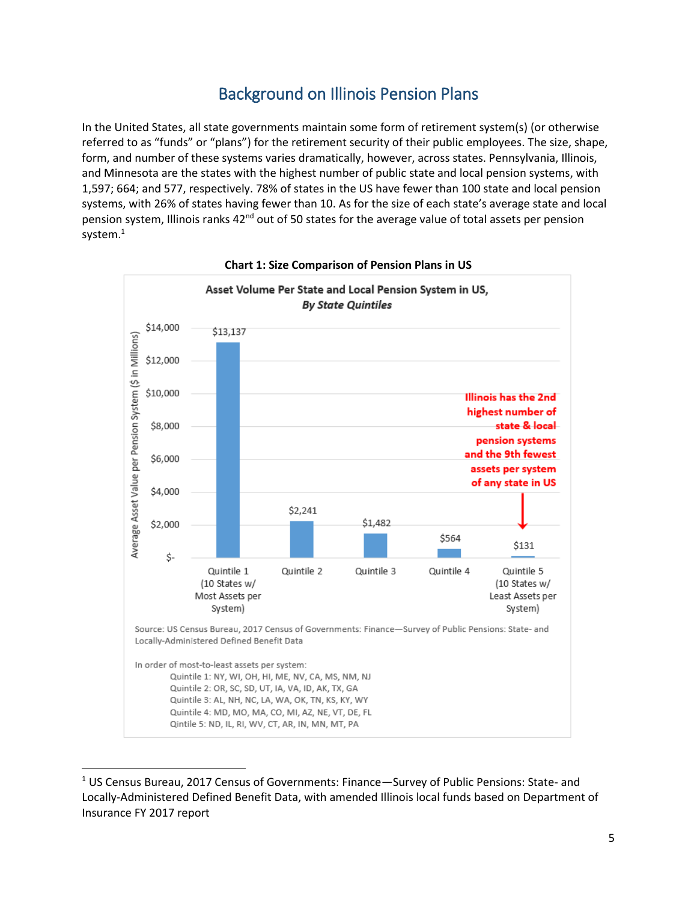## Background on Illinois Pension Plans

In the United States, all state governments maintain some form of retirement system(s) (or otherwise referred to as "funds" or "plans") for the retirement security of their public employees. The size, shape, form, and number of these systems varies dramatically, however, across states. Pennsylvania, Illinois, and Minnesota are the states with the highest number of public state and local pension systems, with 1,597; 664; and 577, respectively. 78% of states in the US have fewer than 100 state and local pension systems, with 26% of states having fewer than 10. As for the size of each state's average state and local pension system, Illinois ranks 42nd out of 50 states for the average value of total assets per pension system.[1]

**Chart 1: Size Comparison of Pension Plans in US**

Asset Volume Per State and Local Pension System in US, *By State Quintiles*

Average Asset Value per Pension System ($ in Millions)

| Quintile | Average Asset Value per Pension System ($ in Millions) |
|---|---|
| Quintile 1 (10 States w/ Most Assets per System) | $13,137 |
| Quintile 2 | $2,241 |
| Quintile 3 | $1,482 |
| Quintile 4 | $564 |
| Quintile 5 (10 States w/ Least Assets per System) | $131 |

Illinois has the 2nd highest number of state & local pension systems and the 9th fewest assets per system of any state in US

Source: US Census Bureau, 2017 Census of Governments: Finance—Survey of Public Pensions: State- and Locally-Administered Defined Benefit Data

In order of most-to-least assets per system:
- Quintile 1: NY, WI, OH, HI, ME, NV, CA, MS, NM, NJ
- Quintile 2: OR, SC, SD, UT, IA, VA, ID, AK, TX, GA
- Quintile 3: AL, NH, NC, LA, WA, OK, TN, KS, KY, WY
- Quintile 4: MD, MO, MA, CO, MI, AZ, NE, VT, DE, FL
- Qintile 5: ND, IL, RI, WV, CT, AR, IN, MN, MT, PA

[1] US Census Bureau, 2017 Census of Governments: Finance—Survey of Public Pensions: State- and Locally-Administered Defined Benefit Data, with amended Illinois local funds based on Department of Insurance FY 2017 report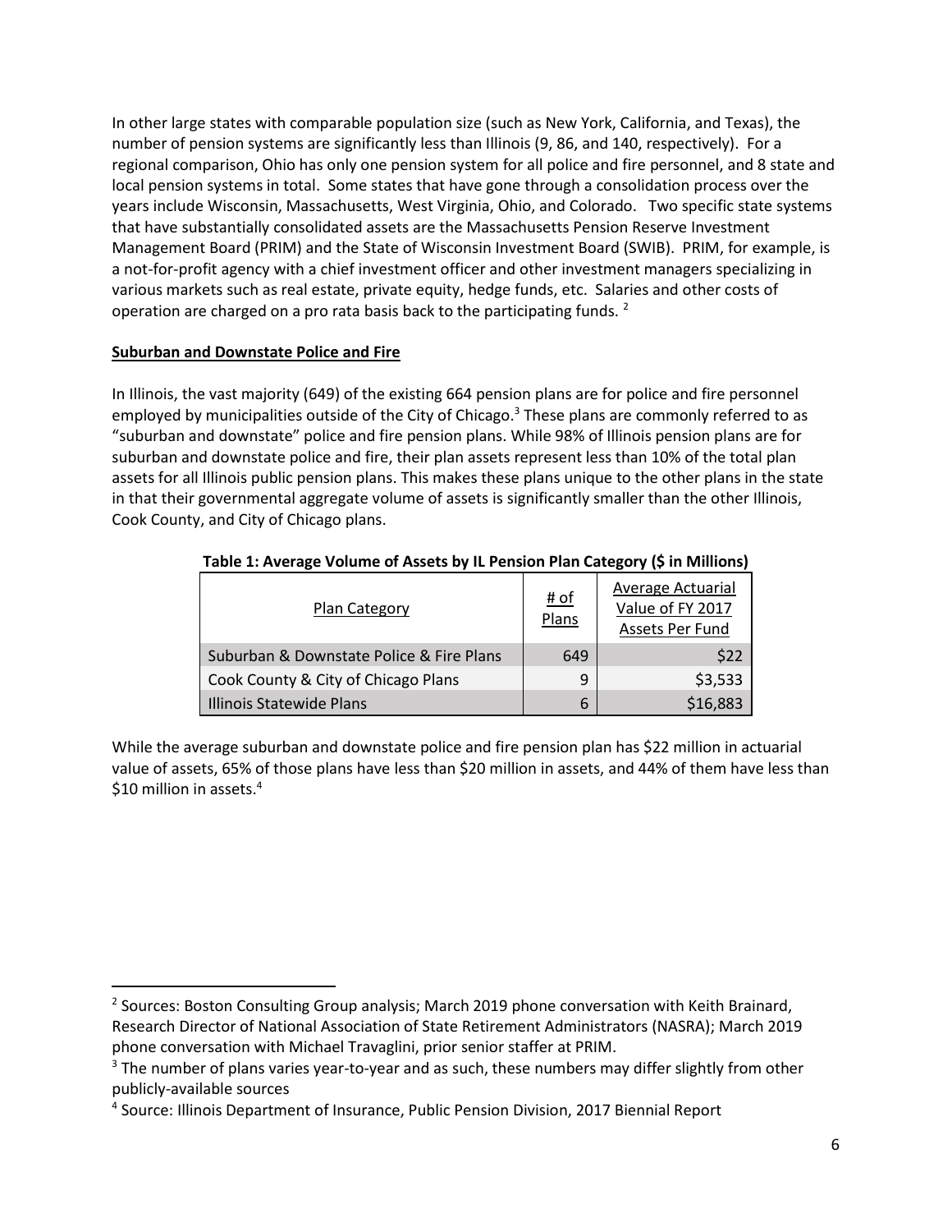In other large states with comparable population size (such as New York, California, and Texas), the number of pension systems are significantly less than Illinois (9, 86, and 140, respectively). For a regional comparison, Ohio has only one pension system for all police and fire personnel, and 8 state and local pension systems in total. Some states that have gone through a consolidation process over the years include Wisconsin, Massachusetts, West Virginia, Ohio, and Colorado. Two specific state systems that have substantially consolidated assets are the Massachusetts Pension Reserve Investment Management Board (PRIM) and the State of Wisconsin Investment Board (SWIB). PRIM, for example, is a not-for-profit agency with a chief investment officer and other investment managers specializing in various markets such as real estate, private equity, hedge funds, etc. Salaries and other costs of operation are charged on a pro rata basis back to the participating funds. [2]

**Suburban and Downstate Police and Fire**

In Illinois, the vast majority (649) of the existing 664 pension plans are for police and fire personnel employed by municipalities outside of the City of Chicago.[3] These plans are commonly referred to as "suburban and downstate" police and fire pension plans. While 98% of Illinois pension plans are for suburban and downstate police and fire, their plan assets represent less than 10% of the total plan assets for all Illinois public pension plans. This makes these plans unique to the other plans in the state in that their governmental aggregate volume of assets is significantly smaller than the other Illinois, Cook County, and City of Chicago plans.

**Table 1: Average Volume of Assets by IL Pension Plan Category ($ in Millions)**

| Plan Category | # of Plans | Average Actuarial Value of FY 2017 Assets Per Fund |
|---|---|---|
| Suburban & Downstate Police & Fire Plans | 649 | $22 |
| Cook County & City of Chicago Plans | 9 | $3,533 |
| Illinois Statewide Plans | 6 | $16,883 |

While the average suburban and downstate police and fire pension plan has $22 million in actuarial value of assets, 65% of those plans have less than $20 million in assets, and 44% of them have less than $10 million in assets.[4]

---

[2] Sources: Boston Consulting Group analysis; March 2019 phone conversation with Keith Brainard, Research Director of National Association of State Retirement Administrators (NASRA); March 2019 phone conversation with Michael Travaglini, prior senior staffer at PRIM.

[3] The number of plans varies year-to-year and as such, these numbers may differ slightly from other publicly-available sources

[4] Source: Illinois Department of Insurance, Public Pension Division, 2017 Biennial Report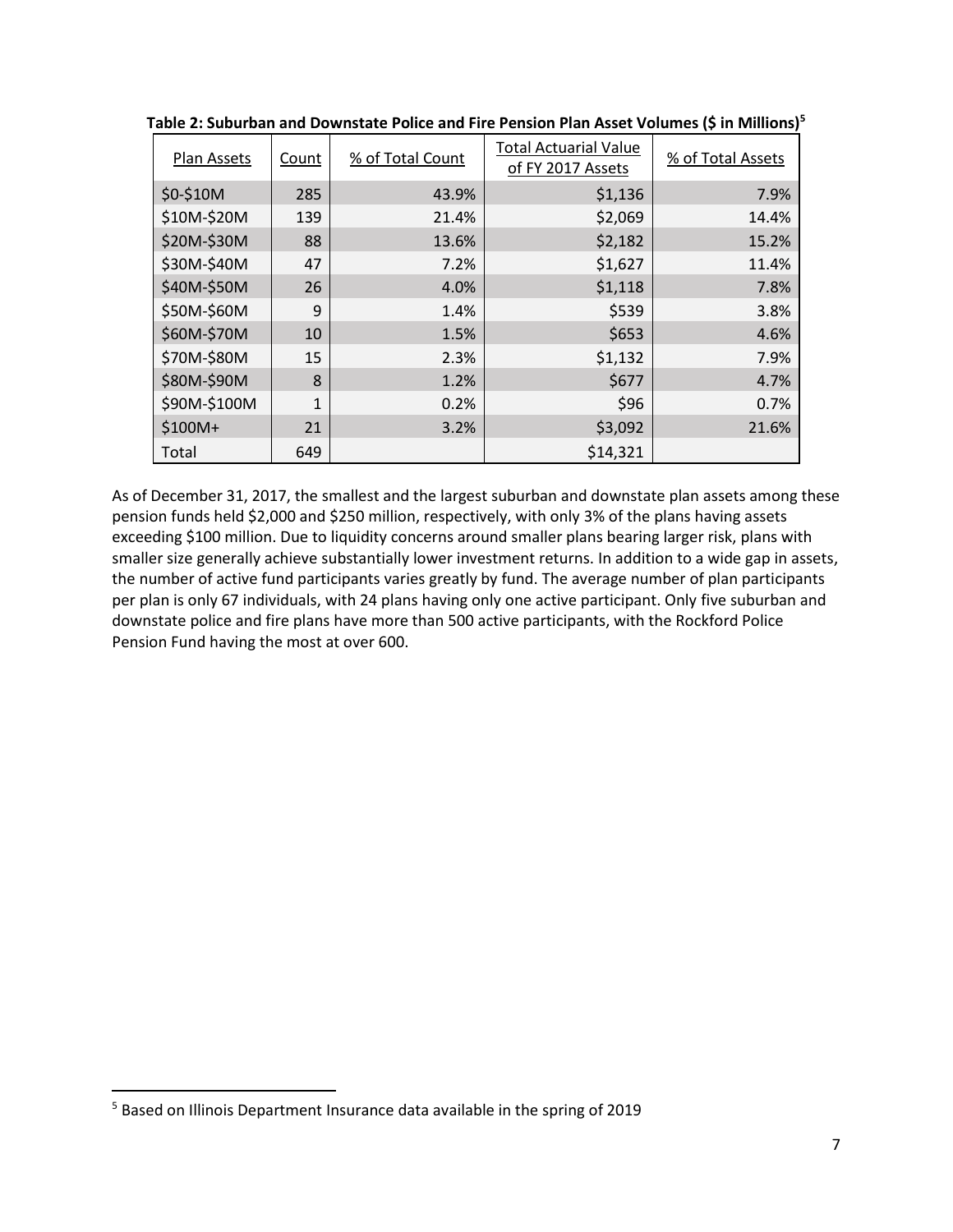**Table 2: Suburban and Downstate Police and Fire Pension Plan Asset Volumes ($ in Millions)[5]**

| Plan Assets | Count | % of Total Count | Total Actuarial Value of FY 2017 Assets | % of Total Assets |
|---|---|---|---|---|
| $0-$10M | 285 | 43.9% | $1,136 | 7.9% |
| $10M-$20M | 139 | 21.4% | $2,069 | 14.4% |
| $20M-$30M | 88 | 13.6% | $2,182 | 15.2% |
| $30M-$40M | 47 | 7.2% | $1,627 | 11.4% |
| $40M-$50M | 26 | 4.0% | $1,118 | 7.8% |
| $50M-$60M | 9 | 1.4% | $539 | 3.8% |
| $60M-$70M | 10 | 1.5% | $653 | 4.6% |
| $70M-$80M | 15 | 2.3% | $1,132 | 7.9% |
| $80M-$90M | 8 | 1.2% | $677 | 4.7% |
| $90M-$100M | 1 | 0.2% | $96 | 0.7% |
| $100M+ | 21 | 3.2% | $3,092 | 21.6% |
| Total | 649 | | $14,321 | |

As of December 31, 2017, the smallest and the largest suburban and downstate plan assets among these pension funds held $2,000 and $250 million, respectively, with only 3% of the plans having assets exceeding $100 million. Due to liquidity concerns around smaller plans bearing larger risk, plans with smaller size generally achieve substantially lower investment returns. In addition to a wide gap in assets, the number of active fund participants varies greatly by fund. The average number of plan participants per plan is only 67 individuals, with 24 plans having only one active participant. Only five suburban and downstate police and fire plans have more than 500 active participants, with the Rockford Police Pension Fund having the most at over 600.

[5] Based on Illinois Department Insurance data available in the spring of 2019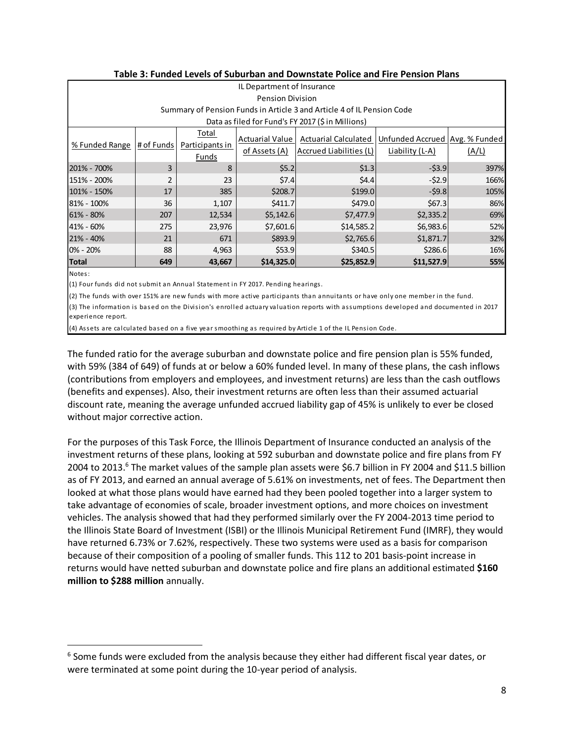**Table 3: Funded Levels of Suburban and Downstate Police and Fire Pension Plans**

IL Department of Insurance
Pension Division
Summary of Pension Funds in Article 3 and Article 4 of IL Pension Code
Data as filed for Fund's FY 2017 ($ in Millions)

| % Funded Range | # of Funds | Total Participants in Funds | Actuarial Value of Assets (A) | Actuarial Calculated Accrued Liabilities (L) | Unfunded Accrued Liability (L-A) | Avg. % Funded (A/L) |
|---|---|---|---|---|---|---|
| 201% - 700% | 3 | 8 | $5.2 | $1.3 | -$3.9 | 397% |
| 151% - 200% | 2 | 23 | $7.4 | $4.4 | -$2.9 | 166% |
| 101% - 150% | 17 | 385 | $208.7 | $199.0 | -$9.8 | 105% |
| 81% - 100% | 36 | 1,107 | $411.7 | $479.0 | $67.3 | 86% |
| 61% - 80% | 207 | 12,534 | $5,142.6 | $7,477.9 | $2,335.2 | 69% |
| 41% - 60% | 275 | 23,976 | $7,601.6 | $14,585.2 | $6,983.6 | 52% |
| 21% - 40% | 21 | 671 | $893.9 | $2,765.6 | $1,871.7 | 32% |
| 0% - 20% | 88 | 4,963 | $53.9 | $340.5 | $286.6 | 16% |
| **Total** | **649** | **43,667** | **$14,325.0** | **$25,852.9** | **$11,527.9** | **55%** |

Notes:

(1) Four funds did not submit an Annual Statement in FY 2017. Pending hearings.

(2) The funds with over 151% are new funds with more active participants than annuitants or have only one member in the fund.

(3) The information is based on the Division's enrolled actuary valuation reports with assumptions developed and documented in 2017 experience report.

(4) Assets are calculated based on a five year smoothing as required by Article 1 of the IL Pension Code.

The funded ratio for the average suburban and downstate police and fire pension plan is 55% funded, with 59% (384 of 649) of funds at or below a 60% funded level. In many of these plans, the cash inflows (contributions from employers and employees, and investment returns) are less than the cash outflows (benefits and expenses). Also, their investment returns are often less than their assumed actuarial discount rate, meaning the average unfunded accrued liability gap of 45% is unlikely to ever be closed without major corrective action.

For the purposes of this Task Force, the Illinois Department of Insurance conducted an analysis of the investment returns of these plans, looking at 592 suburban and downstate police and fire plans from FY 2004 to 2013.[6] The market values of the sample plan assets were $6.7 billion in FY 2004 and $11.5 billion as of FY 2013, and earned an annual average of 5.61% on investments, net of fees. The Department then looked at what those plans would have earned had they been pooled together into a larger system to take advantage of economies of scale, broader investment options, and more choices on investment vehicles. The analysis showed that had they performed similarly over the FY 2004-2013 time period to the Illinois State Board of Investment (ISBI) or the Illinois Municipal Retirement Fund (IMRF), they would have returned 6.73% or 7.62%, respectively. These two systems were used as a basis for comparison because of their composition of a pooling of smaller funds. This 112 to 201 basis-point increase in returns would have netted suburban and downstate police and fire plans an additional estimated **$160 million to $288 million** annually.

[6] Some funds were excluded from the analysis because they either had different fiscal year dates, or were terminated at some point during the 10-year period of analysis.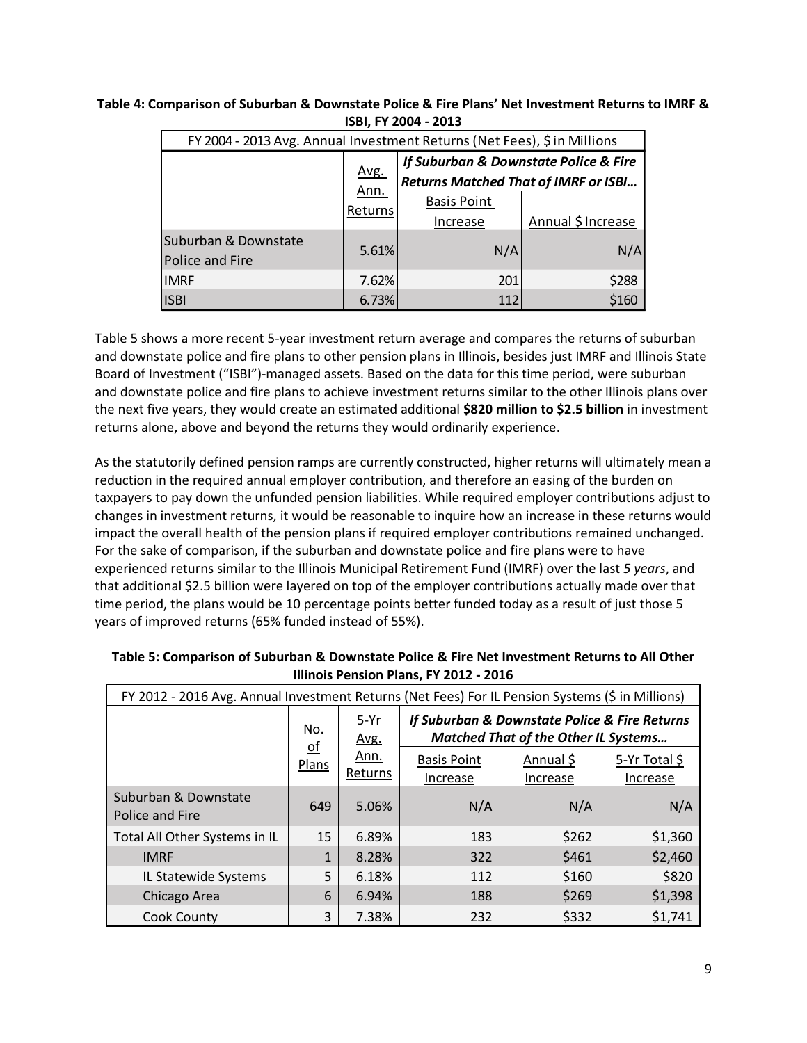**Table 4: Comparison of Suburban & Downstate Police & Fire Plans' Net Investment Returns to IMRF & ISBI, FY 2004 - 2013**

| FY 2004 - 2013 Avg. Annual Investment Returns (Net Fees), $ in Millions | | | |
|---|---|---|---|
| | Avg. Ann. Returns | ***If Suburban & Downstate Police & Fire Returns Matched That of IMRF or ISBI…*** | |
| | | Basis Point Increase | Annual $ Increase |
| Suburban & Downstate Police and Fire | 5.61% | N/A | N/A |
| IMRF | 7.62% | 201 | $288 |
| ISBI | 6.73% | 112 | $160 |

Table 5 shows a more recent 5-year investment return average and compares the returns of suburban and downstate police and fire plans to other pension plans in Illinois, besides just IMRF and Illinois State Board of Investment ("ISBI")-managed assets. Based on the data for this time period, were suburban and downstate police and fire plans to achieve investment returns similar to the other Illinois plans over the next five years, they would create an estimated additional **$820 million to $2.5 billion** in investment returns alone, above and beyond the returns they would ordinarily experience.

As the statutorily defined pension ramps are currently constructed, higher returns will ultimately mean a reduction in the required annual employer contribution, and therefore an easing of the burden on taxpayers to pay down the unfunded pension liabilities. While required employer contributions adjust to changes in investment returns, it would be reasonable to inquire how an increase in these returns would impact the overall health of the pension plans if required employer contributions remained unchanged. For the sake of comparison, if the suburban and downstate police and fire plans were to have experienced returns similar to the Illinois Municipal Retirement Fund (IMRF) over the last *5 years*, and that additional $2.5 billion were layered on top of the employer contributions actually made over that time period, the plans would be 10 percentage points better funded today as a result of just those 5 years of improved returns (65% funded instead of 55%).

**Table 5: Comparison of Suburban & Downstate Police & Fire Net Investment Returns to All Other Illinois Pension Plans, FY 2012 - 2016**

| FY 2012 - 2016 Avg. Annual Investment Returns (Net Fees) For IL Pension Systems ($ in Millions) | | | | | |
|---|---|---|---|---|---|
| | No. of Plans | 5-Yr Avg. Ann. Returns | ***If Suburban & Downstate Police & Fire Returns Matched That of the Other IL Systems…*** | | |
| | | | Basis Point Increase | Annual $ Increase | 5-Yr Total $ Increase |
| Suburban & Downstate Police and Fire | 649 | 5.06% | N/A | N/A | N/A |
| Total All Other Systems in IL | 15 | 6.89% | 183 | $262 | $1,360 |
| IMRF | 1 | 8.28% | 322 | $461 | $2,460 |
| IL Statewide Systems | 5 | 6.18% | 112 | $160 | $820 |
| Chicago Area | 6 | 6.94% | 188 | $269 | $1,398 |
| Cook County | 3 | 7.38% | 232 | $332 | $1,741 |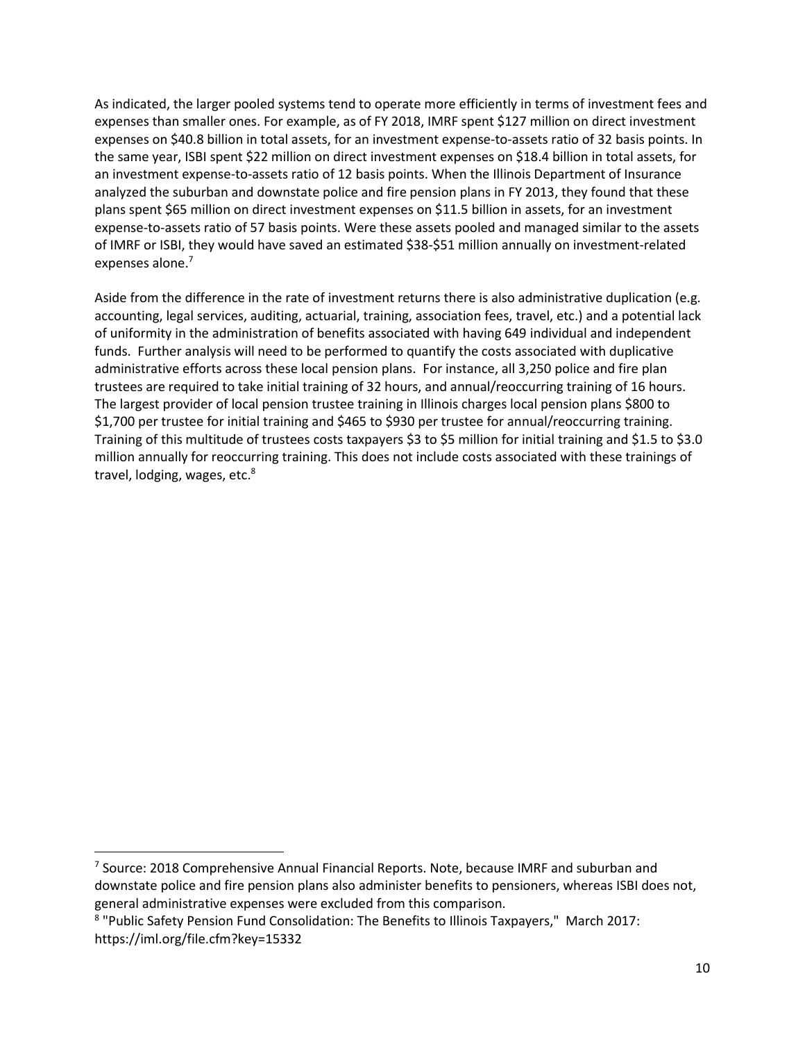As indicated, the larger pooled systems tend to operate more efficiently in terms of investment fees and expenses than smaller ones. For example, as of FY 2018, IMRF spent $127 million on direct investment expenses on $40.8 billion in total assets, for an investment expense-to-assets ratio of 32 basis points. In the same year, ISBI spent $22 million on direct investment expenses on $18.4 billion in total assets, for an investment expense-to-assets ratio of 12 basis points. When the Illinois Department of Insurance analyzed the suburban and downstate police and fire pension plans in FY 2013, they found that these plans spent $65 million on direct investment expenses on $11.5 billion in assets, for an investment expense-to-assets ratio of 57 basis points. Were these assets pooled and managed similar to the assets of IMRF or ISBI, they would have saved an estimated $38-$51 million annually on investment-related expenses alone.[7]

Aside from the difference in the rate of investment returns there is also administrative duplication (e.g. accounting, legal services, auditing, actuarial, training, association fees, travel, etc.) and a potential lack of uniformity in the administration of benefits associated with having 649 individual and independent funds. Further analysis will need to be performed to quantify the costs associated with duplicative administrative efforts across these local pension plans. For instance, all 3,250 police and fire plan trustees are required to take initial training of 32 hours, and annual/reoccurring training of 16 hours. The largest provider of local pension trustee training in Illinois charges local pension plans $800 to $1,700 per trustee for initial training and $465 to $930 per trustee for annual/reoccurring training. Training of this multitude of trustees costs taxpayers $3 to $5 million for initial training and $1.5 to $3.0 million annually for reoccurring training. This does not include costs associated with these trainings of travel, lodging, wages, etc.[8]

---

[7] Source: 2018 Comprehensive Annual Financial Reports. Note, because IMRF and suburban and downstate police and fire pension plans also administer benefits to pensioners, whereas ISBI does not, general administrative expenses were excluded from this comparison.

[8] "Public Safety Pension Fund Consolidation: The Benefits to Illinois Taxpayers," March 2017: https://iml.org/file.cfm?key=15332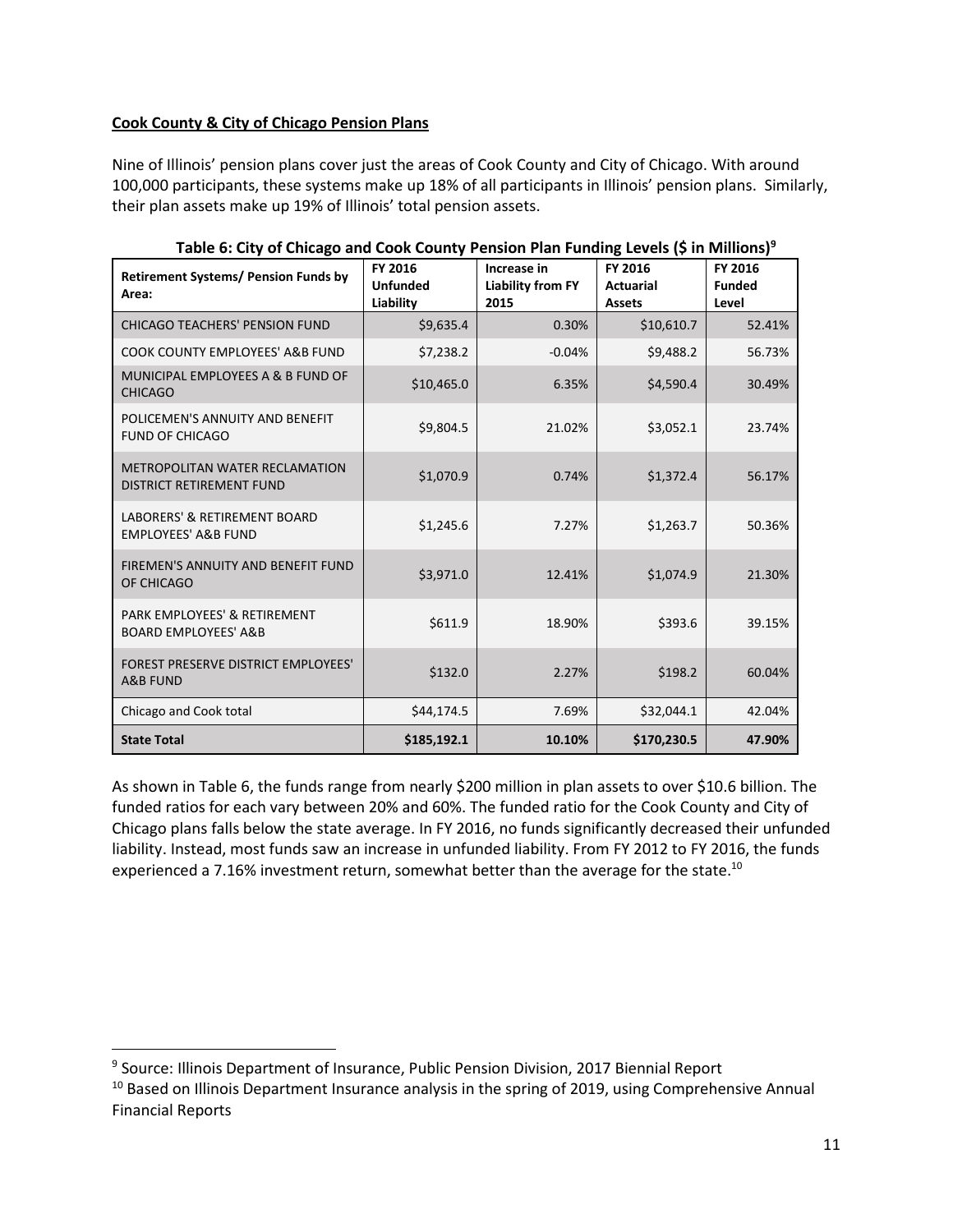**Cook County & City of Chicago Pension Plans**

Nine of Illinois' pension plans cover just the areas of Cook County and City of Chicago. With around 100,000 participants, these systems make up 18% of all participants in Illinois' pension plans. Similarly, their plan assets make up 19% of Illinois' total pension assets.

**Table 6: City of Chicago and Cook County Pension Plan Funding Levels ($ in Millions)[9]**

| Retirement Systems/ Pension Funds by Area: | FY 2016 Unfunded Liability | Increase in Liability from FY 2015 | FY 2016 Actuarial Assets | FY 2016 Funded Level |
|---|---|---|---|---|
| CHICAGO TEACHERS' PENSION FUND | $9,635.4 | 0.30% | $10,610.7 | 52.41% |
| COOK COUNTY EMPLOYEES' A&B FUND | $7,238.2 | -0.04% | $9,488.2 | 56.73% |
| MUNICIPAL EMPLOYEES A & B FUND OF CHICAGO | $10,465.0 | 6.35% | $4,590.4 | 30.49% |
| POLICEMEN'S ANNUITY AND BENEFIT FUND OF CHICAGO | $9,804.5 | 21.02% | $3,052.1 | 23.74% |
| METROPOLITAN WATER RECLAMATION DISTRICT RETIREMENT FUND | $1,070.9 | 0.74% | $1,372.4 | 56.17% |
| LABORERS' & RETIREMENT BOARD EMPLOYEES' A&B FUND | $1,245.6 | 7.27% | $1,263.7 | 50.36% |
| FIREMEN'S ANNUITY AND BENEFIT FUND OF CHICAGO | $3,971.0 | 12.41% | $1,074.9 | 21.30% |
| PARK EMPLOYEES' & RETIREMENT BOARD EMPLOYEES' A&B | $611.9 | 18.90% | $393.6 | 39.15% |
| FOREST PRESERVE DISTRICT EMPLOYEES' A&B FUND | $132.0 | 2.27% | $198.2 | 60.04% |
| Chicago and Cook total | $44,174.5 | 7.69% | $32,044.1 | 42.04% |
| **State Total** | **$185,192.1** | **10.10%** | **$170,230.5** | **47.90%** |

As shown in Table 6, the funds range from nearly $200 million in plan assets to over $10.6 billion. The funded ratios for each vary between 20% and 60%. The funded ratio for the Cook County and City of Chicago plans falls below the state average. In FY 2016, no funds significantly decreased their unfunded liability. Instead, most funds saw an increase in unfunded liability. From FY 2012 to FY 2016, the funds experienced a 7.16% investment return, somewhat better than the average for the state.[10]

---

[9] Source: Illinois Department of Insurance, Public Pension Division, 2017 Biennial Report

[10] Based on Illinois Department Insurance analysis in the spring of 2019, using Comprehensive Annual Financial Reports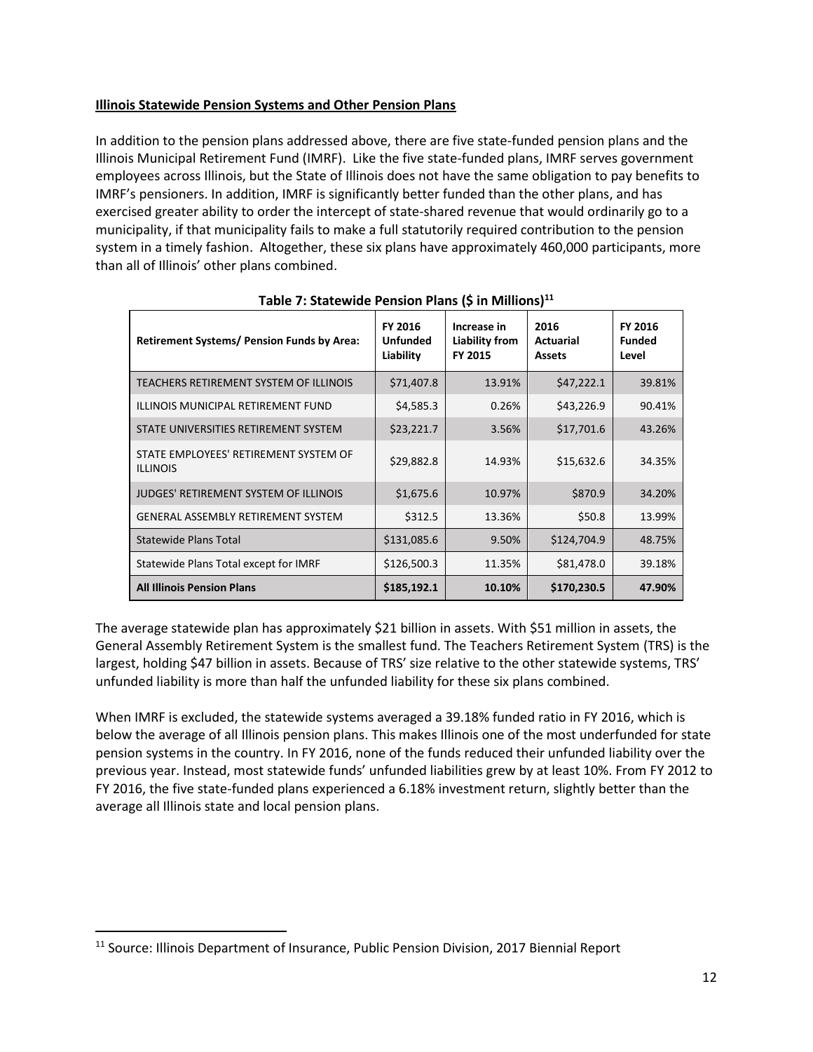**Illinois Statewide Pension Systems and Other Pension Plans**

In addition to the pension plans addressed above, there are five state-funded pension plans and the Illinois Municipal Retirement Fund (IMRF). Like the five state-funded plans, IMRF serves government employees across Illinois, but the State of Illinois does not have the same obligation to pay benefits to IMRF's pensioners. In addition, IMRF is significantly better funded than the other plans, and has exercised greater ability to order the intercept of state-shared revenue that would ordinarily go to a municipality, if that municipality fails to make a full statutorily required contribution to the pension system in a timely fashion. Altogether, these six plans have approximately 460,000 participants, more than all of Illinois' other plans combined.

**Table 7: Statewide Pension Plans ($ in Millions)[11]**

| Retirement Systems/ Pension Funds by Area: | FY 2016 Unfunded Liability | Increase in Liability from FY 2015 | 2016 Actuarial Assets | FY 2016 Funded Level |
|---|---|---|---|---|
| TEACHERS RETIREMENT SYSTEM OF ILLINOIS | $71,407.8 | 13.91% | $47,222.1 | 39.81% |
| ILLINOIS MUNICIPAL RETIREMENT FUND | $4,585.3 | 0.26% | $43,226.9 | 90.41% |
| STATE UNIVERSITIES RETIREMENT SYSTEM | $23,221.7 | 3.56% | $17,701.6 | 43.26% |
| STATE EMPLOYEES' RETIREMENT SYSTEM OF ILLINOIS | $29,882.8 | 14.93% | $15,632.6 | 34.35% |
| JUDGES' RETIREMENT SYSTEM OF ILLINOIS | $1,675.6 | 10.97% | $870.9 | 34.20% |
| GENERAL ASSEMBLY RETIREMENT SYSTEM | $312.5 | 13.36% | $50.8 | 13.99% |
| Statewide Plans Total | $131,085.6 | 9.50% | $124,704.9 | 48.75% |
| Statewide Plans Total except for IMRF | $126,500.3 | 11.35% | $81,478.0 | 39.18% |
| **All Illinois Pension Plans** | **$185,192.1** | **10.10%** | **$170,230.5** | **47.90%** |

The average statewide plan has approximately $21 billion in assets. With $51 million in assets, the General Assembly Retirement System is the smallest fund. The Teachers Retirement System (TRS) is the largest, holding $47 billion in assets. Because of TRS' size relative to the other statewide systems, TRS' unfunded liability is more than half the unfunded liability for these six plans combined.

When IMRF is excluded, the statewide systems averaged a 39.18% funded ratio in FY 2016, which is below the average of all Illinois pension plans. This makes Illinois one of the most underfunded for state pension systems in the country. In FY 2016, none of the funds reduced their unfunded liability over the previous year. Instead, most statewide funds' unfunded liabilities grew by at least 10%. From FY 2012 to FY 2016, the five state-funded plans experienced a 6.18% investment return, slightly better than the average all Illinois state and local pension plans.

[11] Source: Illinois Department of Insurance, Public Pension Division, 2017 Biennial Report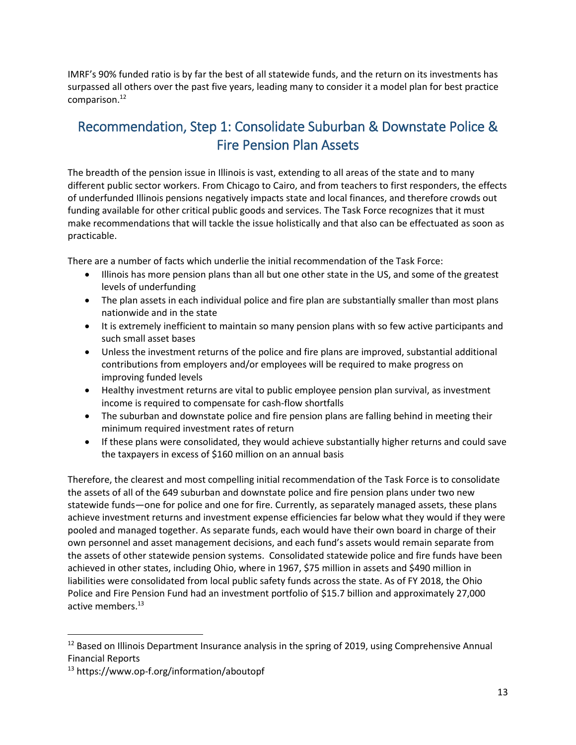IMRF's 90% funded ratio is by far the best of all statewide funds, and the return on its investments has surpassed all others over the past five years, leading many to consider it a model plan for best practice comparison.[12]

## Recommendation, Step 1: Consolidate Suburban & Downstate Police & Fire Pension Plan Assets

The breadth of the pension issue in Illinois is vast, extending to all areas of the state and to many different public sector workers. From Chicago to Cairo, and from teachers to first responders, the effects of underfunded Illinois pensions negatively impacts state and local finances, and therefore crowds out funding available for other critical public goods and services. The Task Force recognizes that it must make recommendations that will tackle the issue holistically and that also can be effectuated as soon as practicable.

There are a number of facts which underlie the initial recommendation of the Task Force:

- Illinois has more pension plans than all but one other state in the US, and some of the greatest levels of underfunding
- The plan assets in each individual police and fire plan are substantially smaller than most plans nationwide and in the state
- It is extremely inefficient to maintain so many pension plans with so few active participants and such small asset bases
- Unless the investment returns of the police and fire plans are improved, substantial additional contributions from employers and/or employees will be required to make progress on improving funded levels
- Healthy investment returns are vital to public employee pension plan survival, as investment income is required to compensate for cash-flow shortfalls
- The suburban and downstate police and fire pension plans are falling behind in meeting their minimum required investment rates of return
- If these plans were consolidated, they would achieve substantially higher returns and could save the taxpayers in excess of $160 million on an annual basis

Therefore, the clearest and most compelling initial recommendation of the Task Force is to consolidate the assets of all of the 649 suburban and downstate police and fire pension plans under two new statewide funds—one for police and one for fire. Currently, as separately managed assets, these plans achieve investment returns and investment expense efficiencies far below what they would if they were pooled and managed together. As separate funds, each would have their own board in charge of their own personnel and asset management decisions, and each fund's assets would remain separate from the assets of other statewide pension systems. Consolidated statewide police and fire funds have been achieved in other states, including Ohio, where in 1967, $75 million in assets and $490 million in liabilities were consolidated from local public safety funds across the state. As of FY 2018, the Ohio Police and Fire Pension Fund had an investment portfolio of $15.7 billion and approximately 27,000 active members.[13]

---

[12] Based on Illinois Department Insurance analysis in the spring of 2019, using Comprehensive Annual Financial Reports

[13] https://www.op-f.org/information/aboutopf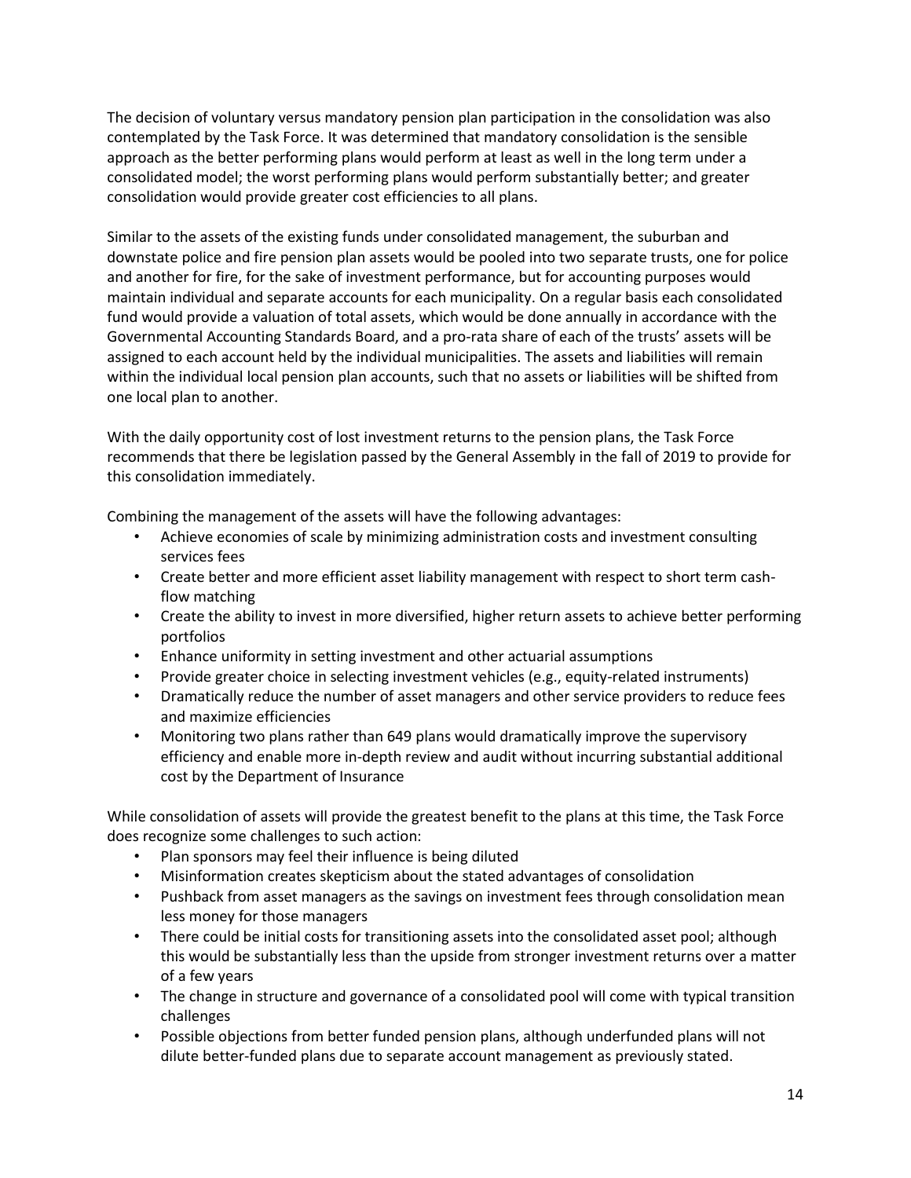The decision of voluntary versus mandatory pension plan participation in the consolidation was also contemplated by the Task Force. It was determined that mandatory consolidation is the sensible approach as the better performing plans would perform at least as well in the long term under a consolidated model; the worst performing plans would perform substantially better; and greater consolidation would provide greater cost efficiencies to all plans.

Similar to the assets of the existing funds under consolidated management, the suburban and downstate police and fire pension plan assets would be pooled into two separate trusts, one for police and another for fire, for the sake of investment performance, but for accounting purposes would maintain individual and separate accounts for each municipality. On a regular basis each consolidated fund would provide a valuation of total assets, which would be done annually in accordance with the Governmental Accounting Standards Board, and a pro-rata share of each of the trusts' assets will be assigned to each account held by the individual municipalities. The assets and liabilities will remain within the individual local pension plan accounts, such that no assets or liabilities will be shifted from one local plan to another.

With the daily opportunity cost of lost investment returns to the pension plans, the Task Force recommends that there be legislation passed by the General Assembly in the fall of 2019 to provide for this consolidation immediately.

Combining the management of the assets will have the following advantages:

- Achieve economies of scale by minimizing administration costs and investment consulting services fees
- Create better and more efficient asset liability management with respect to short term cash-flow matching
- Create the ability to invest in more diversified, higher return assets to achieve better performing portfolios
- Enhance uniformity in setting investment and other actuarial assumptions
- Provide greater choice in selecting investment vehicles (e.g., equity-related instruments)
- Dramatically reduce the number of asset managers and other service providers to reduce fees and maximize efficiencies
- Monitoring two plans rather than 649 plans would dramatically improve the supervisory efficiency and enable more in-depth review and audit without incurring substantial additional cost by the Department of Insurance

While consolidation of assets will provide the greatest benefit to the plans at this time, the Task Force does recognize some challenges to such action:

- Plan sponsors may feel their influence is being diluted
- Misinformation creates skepticism about the stated advantages of consolidation
- Pushback from asset managers as the savings on investment fees through consolidation mean less money for those managers
- There could be initial costs for transitioning assets into the consolidated asset pool; although this would be substantially less than the upside from stronger investment returns over a matter of a few years
- The change in structure and governance of a consolidated pool will come with typical transition challenges
- Possible objections from better funded pension plans, although underfunded plans will not dilute better-funded plans due to separate account management as previously stated.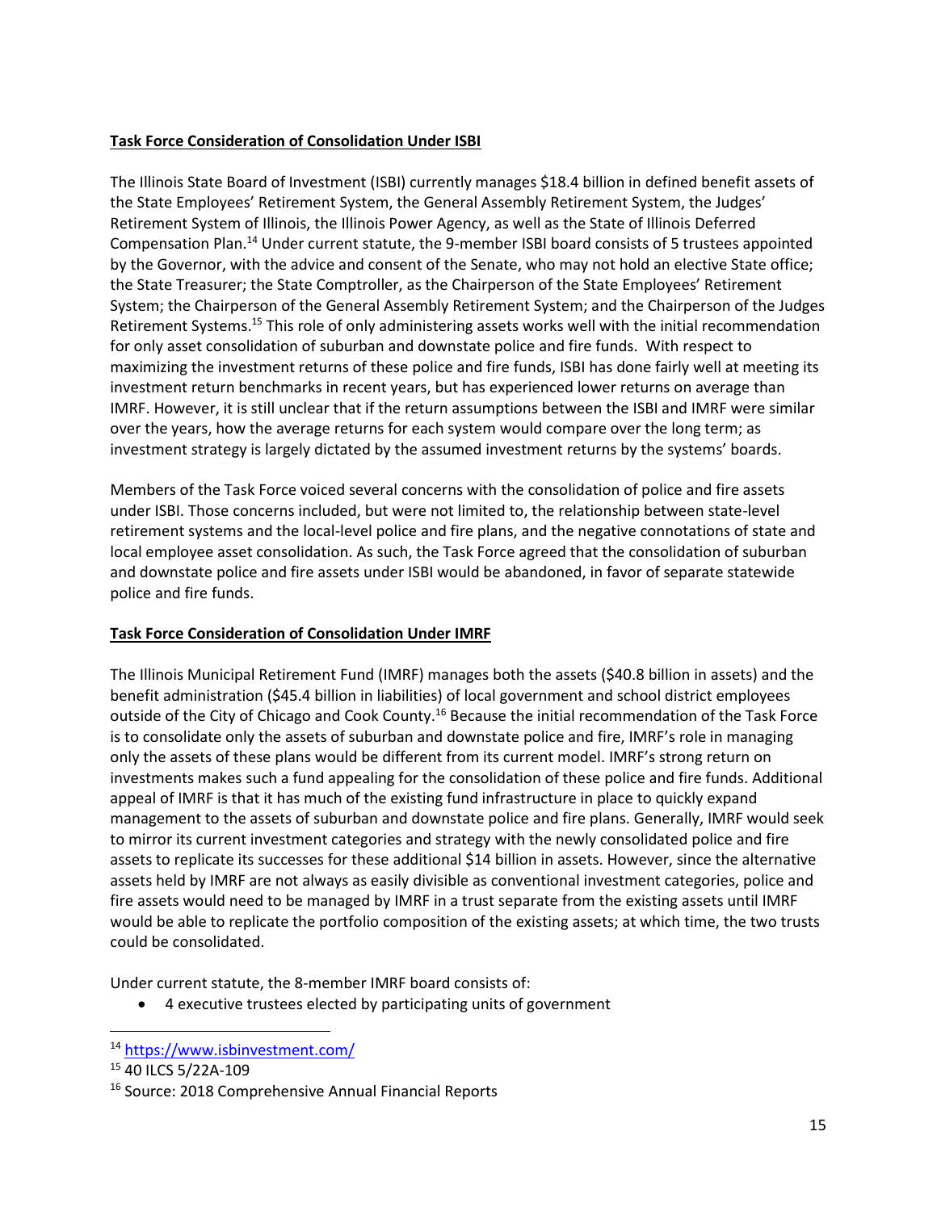**Task Force Consideration of Consolidation Under ISBI**

The Illinois State Board of Investment (ISBI) currently manages $18.4 billion in defined benefit assets of the State Employees' Retirement System, the General Assembly Retirement System, the Judges' Retirement System of Illinois, the Illinois Power Agency, as well as the State of Illinois Deferred Compensation Plan.[14] Under current statute, the 9-member ISBI board consists of 5 trustees appointed by the Governor, with the advice and consent of the Senate, who may not hold an elective State office; the State Treasurer; the State Comptroller, as the Chairperson of the State Employees' Retirement System; the Chairperson of the General Assembly Retirement System; and the Chairperson of the Judges Retirement Systems.[15] This role of only administering assets works well with the initial recommendation for only asset consolidation of suburban and downstate police and fire funds. With respect to maximizing the investment returns of these police and fire funds, ISBI has done fairly well at meeting its investment return benchmarks in recent years, but has experienced lower returns on average than IMRF. However, it is still unclear that if the return assumptions between the ISBI and IMRF were similar over the years, how the average returns for each system would compare over the long term; as investment strategy is largely dictated by the assumed investment returns by the systems' boards.

Members of the Task Force voiced several concerns with the consolidation of police and fire assets under ISBI. Those concerns included, but were not limited to, the relationship between state-level retirement systems and the local-level police and fire plans, and the negative connotations of state and local employee asset consolidation. As such, the Task Force agreed that the consolidation of suburban and downstate police and fire assets under ISBI would be abandoned, in favor of separate statewide police and fire funds.

**Task Force Consideration of Consolidation Under IMRF**

The Illinois Municipal Retirement Fund (IMRF) manages both the assets ($40.8 billion in assets) and the benefit administration ($45.4 billion in liabilities) of local government and school district employees outside of the City of Chicago and Cook County.[16] Because the initial recommendation of the Task Force is to consolidate only the assets of suburban and downstate police and fire, IMRF's role in managing only the assets of these plans would be different from its current model. IMRF's strong return on investments makes such a fund appealing for the consolidation of these police and fire funds. Additional appeal of IMRF is that it has much of the existing fund infrastructure in place to quickly expand management to the assets of suburban and downstate police and fire plans. Generally, IMRF would seek to mirror its current investment categories and strategy with the newly consolidated police and fire assets to replicate its successes for these additional $14 billion in assets. However, since the alternative assets held by IMRF are not always as easily divisible as conventional investment categories, police and fire assets would need to be managed by IMRF in a trust separate from the existing assets until IMRF would be able to replicate the portfolio composition of the existing assets; at which time, the two trusts could be consolidated.

Under current statute, the 8-member IMRF board consists of:

- 4 executive trustees elected by participating units of government

---

[14] https://www.isbinvestment.com/

[15] 40 ILCS 5/22A-109

[16] Source: 2018 Comprehensive Annual Financial Reports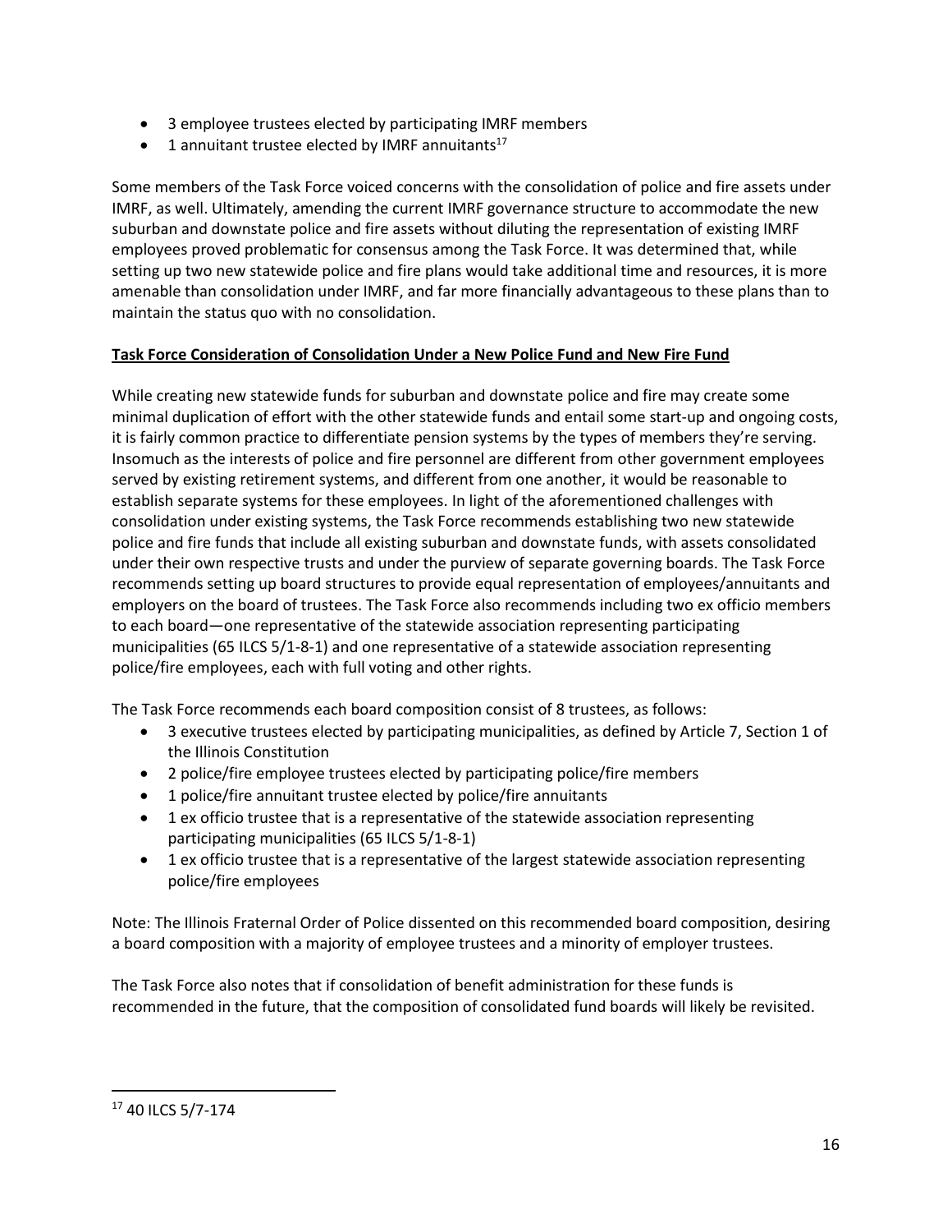- 3 employee trustees elected by participating IMRF members
- 1 annuitant trustee elected by IMRF annuitants[17]

Some members of the Task Force voiced concerns with the consolidation of police and fire assets under IMRF, as well. Ultimately, amending the current IMRF governance structure to accommodate the new suburban and downstate police and fire assets without diluting the representation of existing IMRF employees proved problematic for consensus among the Task Force. It was determined that, while setting up two new statewide police and fire plans would take additional time and resources, it is more amenable than consolidation under IMRF, and far more financially advantageous to these plans than to maintain the status quo with no consolidation.

**Task Force Consideration of Consolidation Under a New Police Fund and New Fire Fund**

While creating new statewide funds for suburban and downstate police and fire may create some minimal duplication of effort with the other statewide funds and entail some start-up and ongoing costs, it is fairly common practice to differentiate pension systems by the types of members they're serving. Insomuch as the interests of police and fire personnel are different from other government employees served by existing retirement systems, and different from one another, it would be reasonable to establish separate systems for these employees. In light of the aforementioned challenges with consolidation under existing systems, the Task Force recommends establishing two new statewide police and fire funds that include all existing suburban and downstate funds, with assets consolidated under their own respective trusts and under the purview of separate governing boards. The Task Force recommends setting up board structures to provide equal representation of employees/annuitants and employers on the board of trustees. The Task Force also recommends including two ex officio members to each board—one representative of the statewide association representing participating municipalities (65 ILCS 5/1-8-1) and one representative of a statewide association representing police/fire employees, each with full voting and other rights.

The Task Force recommends each board composition consist of 8 trustees, as follows:

- 3 executive trustees elected by participating municipalities, as defined by Article 7, Section 1 of the Illinois Constitution
- 2 police/fire employee trustees elected by participating police/fire members
- 1 police/fire annuitant trustee elected by police/fire annuitants
- 1 ex officio trustee that is a representative of the statewide association representing participating municipalities (65 ILCS 5/1-8-1)
- 1 ex officio trustee that is a representative of the largest statewide association representing police/fire employees

Note: The Illinois Fraternal Order of Police dissented on this recommended board composition, desiring a board composition with a majority of employee trustees and a minority of employer trustees.

The Task Force also notes that if consolidation of benefit administration for these funds is recommended in the future, that the composition of consolidated fund boards will likely be revisited.

[17] 40 ILCS 5/7-174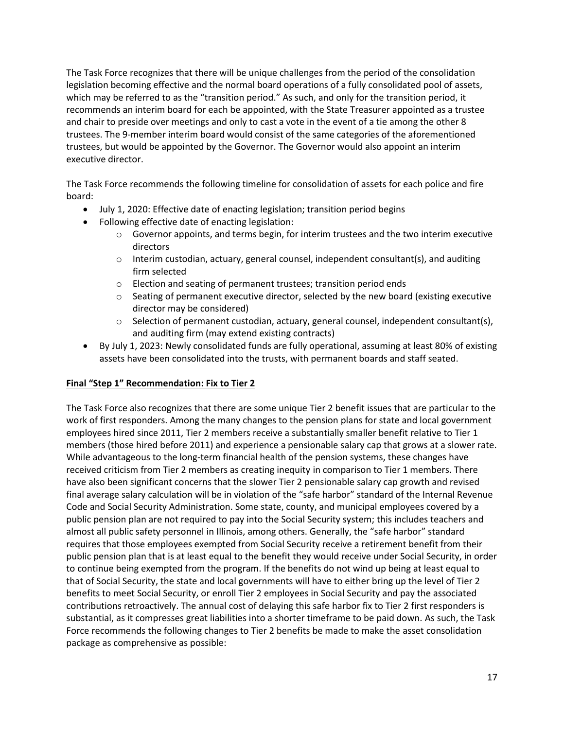The Task Force recognizes that there will be unique challenges from the period of the consolidation legislation becoming effective and the normal board operations of a fully consolidated pool of assets, which may be referred to as the "transition period." As such, and only for the transition period, it recommends an interim board for each be appointed, with the State Treasurer appointed as a trustee and chair to preside over meetings and only to cast a vote in the event of a tie among the other 8 trustees. The 9-member interim board would consist of the same categories of the aforementioned trustees, but would be appointed by the Governor. The Governor would also appoint an interim executive director.

The Task Force recommends the following timeline for consolidation of assets for each police and fire board:

- July 1, 2020: Effective date of enacting legislation; transition period begins
- Following effective date of enacting legislation:
  - Governor appoints, and terms begin, for interim trustees and the two interim executive directors
  - Interim custodian, actuary, general counsel, independent consultant(s), and auditing firm selected
  - Election and seating of permanent trustees; transition period ends
  - Seating of permanent executive director, selected by the new board (existing executive director may be considered)
  - Selection of permanent custodian, actuary, general counsel, independent consultant(s), and auditing firm (may extend existing contracts)
- By July 1, 2023: Newly consolidated funds are fully operational, assuming at least 80% of existing assets have been consolidated into the trusts, with permanent boards and staff seated.

**Final "Step 1" Recommendation: Fix to Tier 2**

The Task Force also recognizes that there are some unique Tier 2 benefit issues that are particular to the work of first responders. Among the many changes to the pension plans for state and local government employees hired since 2011, Tier 2 members receive a substantially smaller benefit relative to Tier 1 members (those hired before 2011) and experience a pensionable salary cap that grows at a slower rate. While advantageous to the long-term financial health of the pension systems, these changes have received criticism from Tier 2 members as creating inequity in comparison to Tier 1 members. There have also been significant concerns that the slower Tier 2 pensionable salary cap growth and revised final average salary calculation will be in violation of the "safe harbor" standard of the Internal Revenue Code and Social Security Administration. Some state, county, and municipal employees covered by a public pension plan are not required to pay into the Social Security system; this includes teachers and almost all public safety personnel in Illinois, among others. Generally, the "safe harbor" standard requires that those employees exempted from Social Security receive a retirement benefit from their public pension plan that is at least equal to the benefit they would receive under Social Security, in order to continue being exempted from the program. If the benefits do not wind up being at least equal to that of Social Security, the state and local governments will have to either bring up the level of Tier 2 benefits to meet Social Security, or enroll Tier 2 employees in Social Security and pay the associated contributions retroactively. The annual cost of delaying this safe harbor fix to Tier 2 first responders is substantial, as it compresses great liabilities into a shorter timeframe to be paid down. As such, the Task Force recommends the following changes to Tier 2 benefits be made to make the asset consolidation package as comprehensive as possible: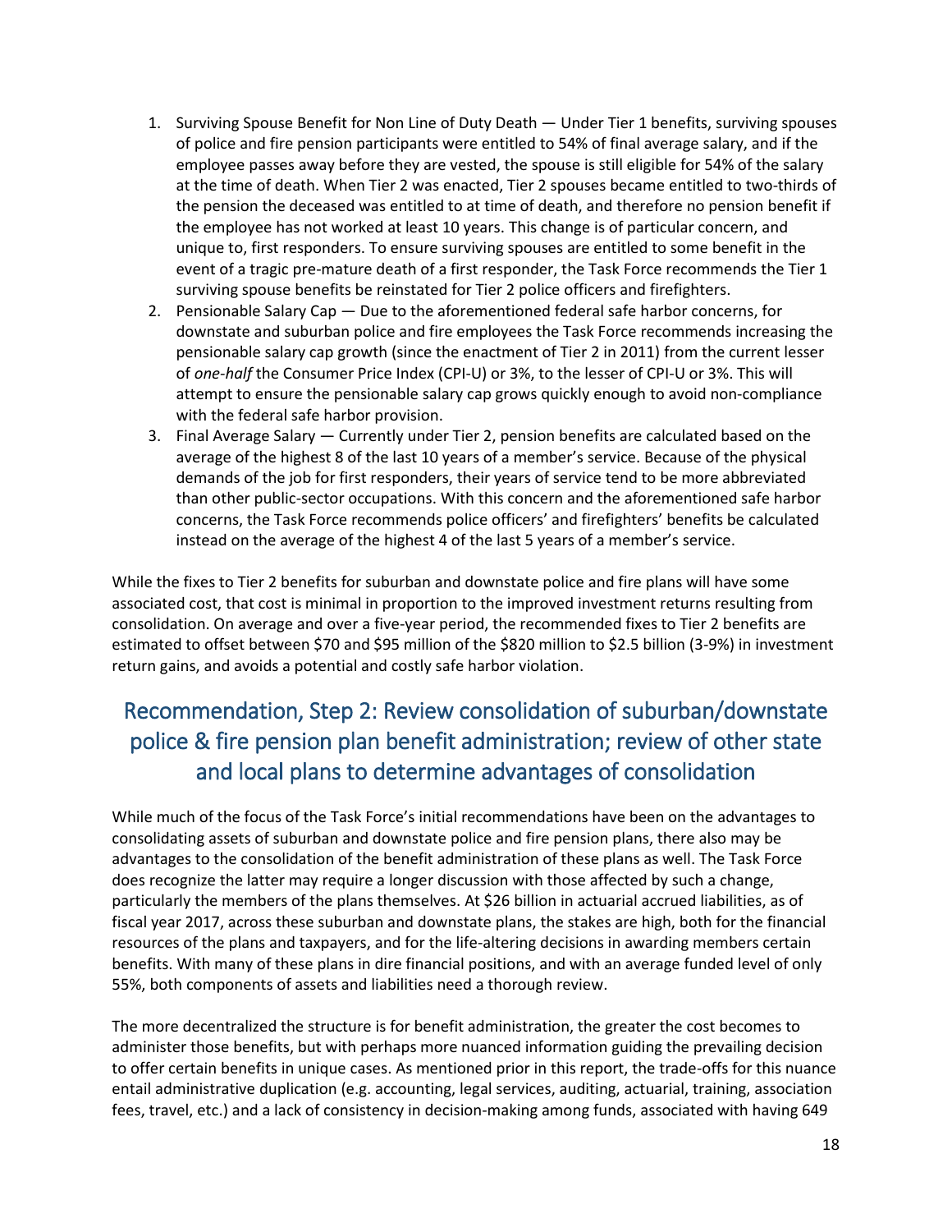1. Surviving Spouse Benefit for Non Line of Duty Death — Under Tier 1 benefits, surviving spouses of police and fire pension participants were entitled to 54% of final average salary, and if the employee passes away before they are vested, the spouse is still eligible for 54% of the salary at the time of death. When Tier 2 was enacted, Tier 2 spouses became entitled to two-thirds of the pension the deceased was entitled to at time of death, and therefore no pension benefit if the employee has not worked at least 10 years. This change is of particular concern, and unique to, first responders. To ensure surviving spouses are entitled to some benefit in the event of a tragic pre-mature death of a first responder, the Task Force recommends the Tier 1 surviving spouse benefits be reinstated for Tier 2 police officers and firefighters.
2. Pensionable Salary Cap — Due to the aforementioned federal safe harbor concerns, for downstate and suburban police and fire employees the Task Force recommends increasing the pensionable salary cap growth (since the enactment of Tier 2 in 2011) from the current lesser of *one-half* the Consumer Price Index (CPI-U) or 3%, to the lesser of CPI-U or 3%. This will attempt to ensure the pensionable salary cap grows quickly enough to avoid non-compliance with the federal safe harbor provision.
3. Final Average Salary — Currently under Tier 2, pension benefits are calculated based on the average of the highest 8 of the last 10 years of a member's service. Because of the physical demands of the job for first responders, their years of service tend to be more abbreviated than other public-sector occupations. With this concern and the aforementioned safe harbor concerns, the Task Force recommends police officers' and firefighters' benefits be calculated instead on the average of the highest 4 of the last 5 years of a member's service.

While the fixes to Tier 2 benefits for suburban and downstate police and fire plans will have some associated cost, that cost is minimal in proportion to the improved investment returns resulting from consolidation. On average and over a five-year period, the recommended fixes to Tier 2 benefits are estimated to offset between $70 and $95 million of the $820 million to $2.5 billion (3-9%) in investment return gains, and avoids a potential and costly safe harbor violation.

## Recommendation, Step 2: Review consolidation of suburban/downstate police & fire pension plan benefit administration; review of other state and local plans to determine advantages of consolidation

While much of the focus of the Task Force's initial recommendations have been on the advantages to consolidating assets of suburban and downstate police and fire pension plans, there also may be advantages to the consolidation of the benefit administration of these plans as well. The Task Force does recognize the latter may require a longer discussion with those affected by such a change, particularly the members of the plans themselves. At $26 billion in actuarial accrued liabilities, as of fiscal year 2017, across these suburban and downstate plans, the stakes are high, both for the financial resources of the plans and taxpayers, and for the life-altering decisions in awarding members certain benefits. With many of these plans in dire financial positions, and with an average funded level of only 55%, both components of assets and liabilities need a thorough review.

The more decentralized the structure is for benefit administration, the greater the cost becomes to administer those benefits, but with perhaps more nuanced information guiding the prevailing decision to offer certain benefits in unique cases. As mentioned prior in this report, the trade-offs for this nuance entail administrative duplication (e.g. accounting, legal services, auditing, actuarial, training, association fees, travel, etc.) and a lack of consistency in decision-making among funds, associated with having 649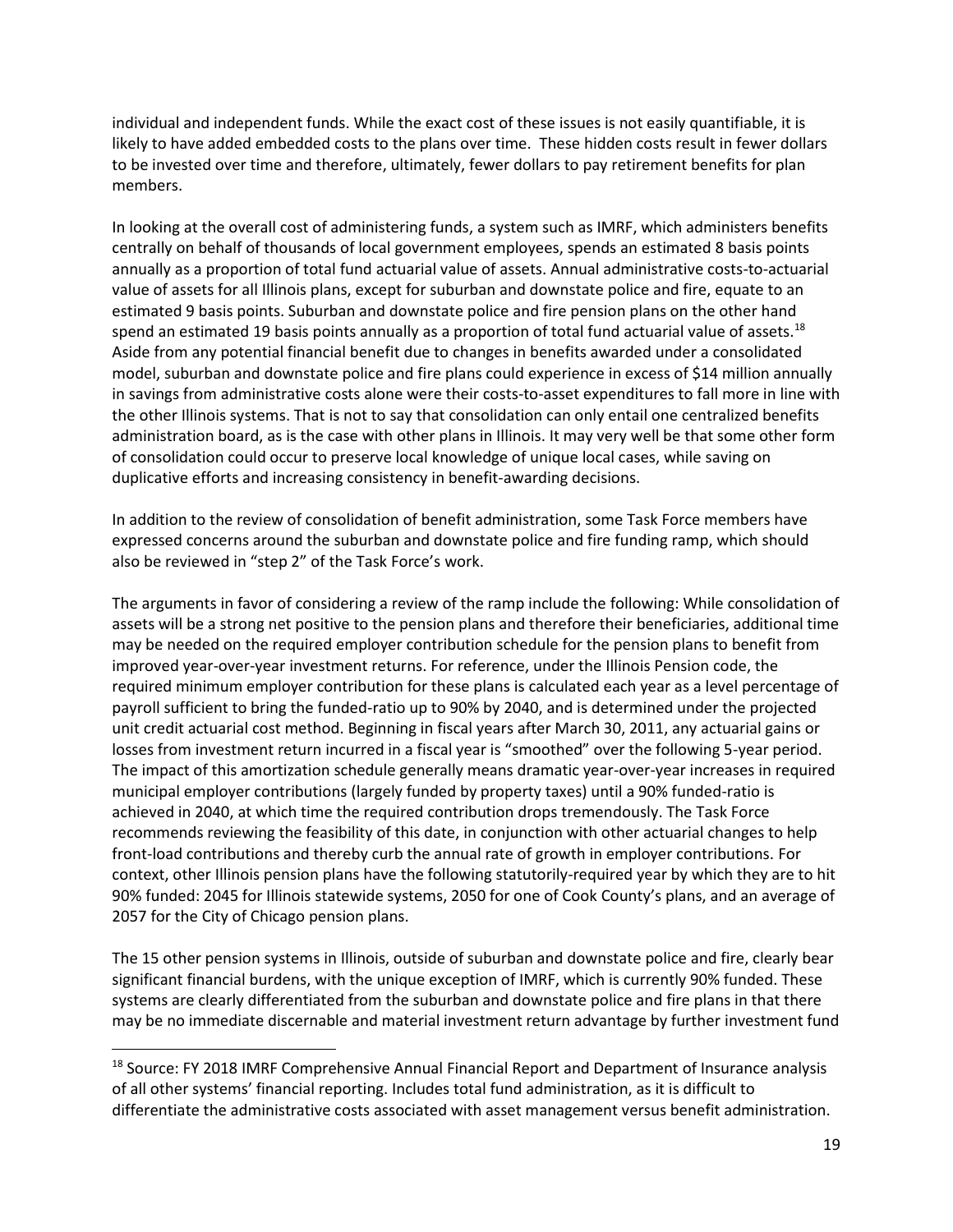individual and independent funds. While the exact cost of these issues is not easily quantifiable, it is likely to have added embedded costs to the plans over time. These hidden costs result in fewer dollars to be invested over time and therefore, ultimately, fewer dollars to pay retirement benefits for plan members.

In looking at the overall cost of administering funds, a system such as IMRF, which administers benefits centrally on behalf of thousands of local government employees, spends an estimated 8 basis points annually as a proportion of total fund actuarial value of assets. Annual administrative costs-to-actuarial value of assets for all Illinois plans, except for suburban and downstate police and fire, equate to an estimated 9 basis points. Suburban and downstate police and fire pension plans on the other hand spend an estimated 19 basis points annually as a proportion of total fund actuarial value of assets.[18] Aside from any potential financial benefit due to changes in benefits awarded under a consolidated model, suburban and downstate police and fire plans could experience in excess of $14 million annually in savings from administrative costs alone were their costs-to-asset expenditures to fall more in line with the other Illinois systems. That is not to say that consolidation can only entail one centralized benefits administration board, as is the case with other plans in Illinois. It may very well be that some other form of consolidation could occur to preserve local knowledge of unique local cases, while saving on duplicative efforts and increasing consistency in benefit-awarding decisions.

In addition to the review of consolidation of benefit administration, some Task Force members have expressed concerns around the suburban and downstate police and fire funding ramp, which should also be reviewed in "step 2" of the Task Force's work.

The arguments in favor of considering a review of the ramp include the following: While consolidation of assets will be a strong net positive to the pension plans and therefore their beneficiaries, additional time may be needed on the required employer contribution schedule for the pension plans to benefit from improved year-over-year investment returns. For reference, under the Illinois Pension code, the required minimum employer contribution for these plans is calculated each year as a level percentage of payroll sufficient to bring the funded-ratio up to 90% by 2040, and is determined under the projected unit credit actuarial cost method. Beginning in fiscal years after March 30, 2011, any actuarial gains or losses from investment return incurred in a fiscal year is "smoothed" over the following 5-year period. The impact of this amortization schedule generally means dramatic year-over-year increases in required municipal employer contributions (largely funded by property taxes) until a 90% funded-ratio is achieved in 2040, at which time the required contribution drops tremendously. The Task Force recommends reviewing the feasibility of this date, in conjunction with other actuarial changes to help front-load contributions and thereby curb the annual rate of growth in employer contributions. For context, other Illinois pension plans have the following statutorily-required year by which they are to hit 90% funded: 2045 for Illinois statewide systems, 2050 for one of Cook County's plans, and an average of 2057 for the City of Chicago pension plans.

The 15 other pension systems in Illinois, outside of suburban and downstate police and fire, clearly bear significant financial burdens, with the unique exception of IMRF, which is currently 90% funded. These systems are clearly differentiated from the suburban and downstate police and fire plans in that there may be no immediate discernable and material investment return advantage by further investment fund

---

[18] Source: FY 2018 IMRF Comprehensive Annual Financial Report and Department of Insurance analysis of all other systems' financial reporting. Includes total fund administration, as it is difficult to differentiate the administrative costs associated with asset management versus benefit administration.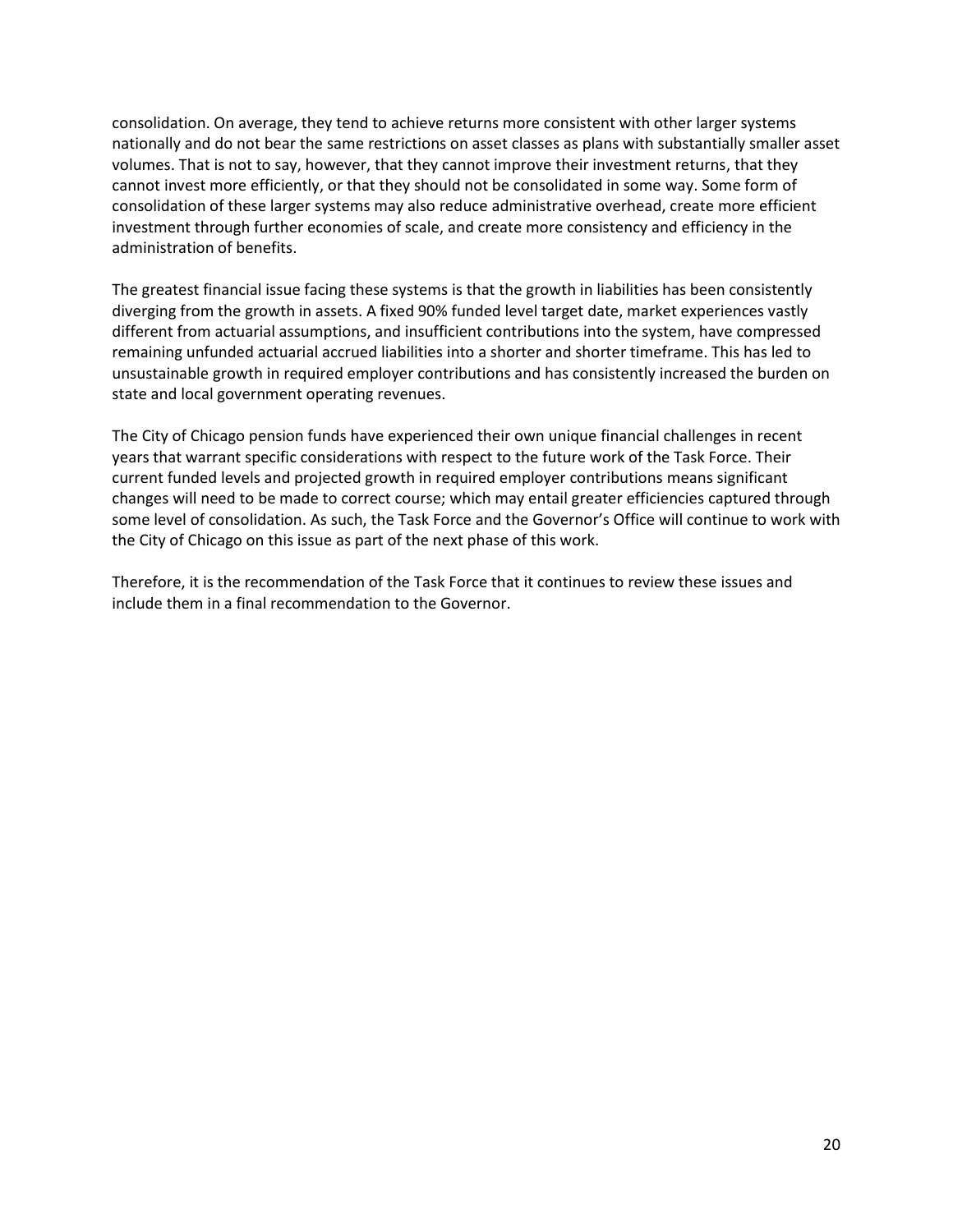consolidation. On average, they tend to achieve returns more consistent with other larger systems nationally and do not bear the same restrictions on asset classes as plans with substantially smaller asset volumes. That is not to say, however, that they cannot improve their investment returns, that they cannot invest more efficiently, or that they should not be consolidated in some way. Some form of consolidation of these larger systems may also reduce administrative overhead, create more efficient investment through further economies of scale, and create more consistency and efficiency in the administration of benefits.

The greatest financial issue facing these systems is that the growth in liabilities has been consistently diverging from the growth in assets. A fixed 90% funded level target date, market experiences vastly different from actuarial assumptions, and insufficient contributions into the system, have compressed remaining unfunded actuarial accrued liabilities into a shorter and shorter timeframe. This has led to unsustainable growth in required employer contributions and has consistently increased the burden on state and local government operating revenues.

The City of Chicago pension funds have experienced their own unique financial challenges in recent years that warrant specific considerations with respect to the future work of the Task Force. Their current funded levels and projected growth in required employer contributions means significant changes will need to be made to correct course; which may entail greater efficiencies captured through some level of consolidation. As such, the Task Force and the Governor's Office will continue to work with the City of Chicago on this issue as part of the next phase of this work.

Therefore, it is the recommendation of the Task Force that it continues to review these issues and include them in a final recommendation to the Governor.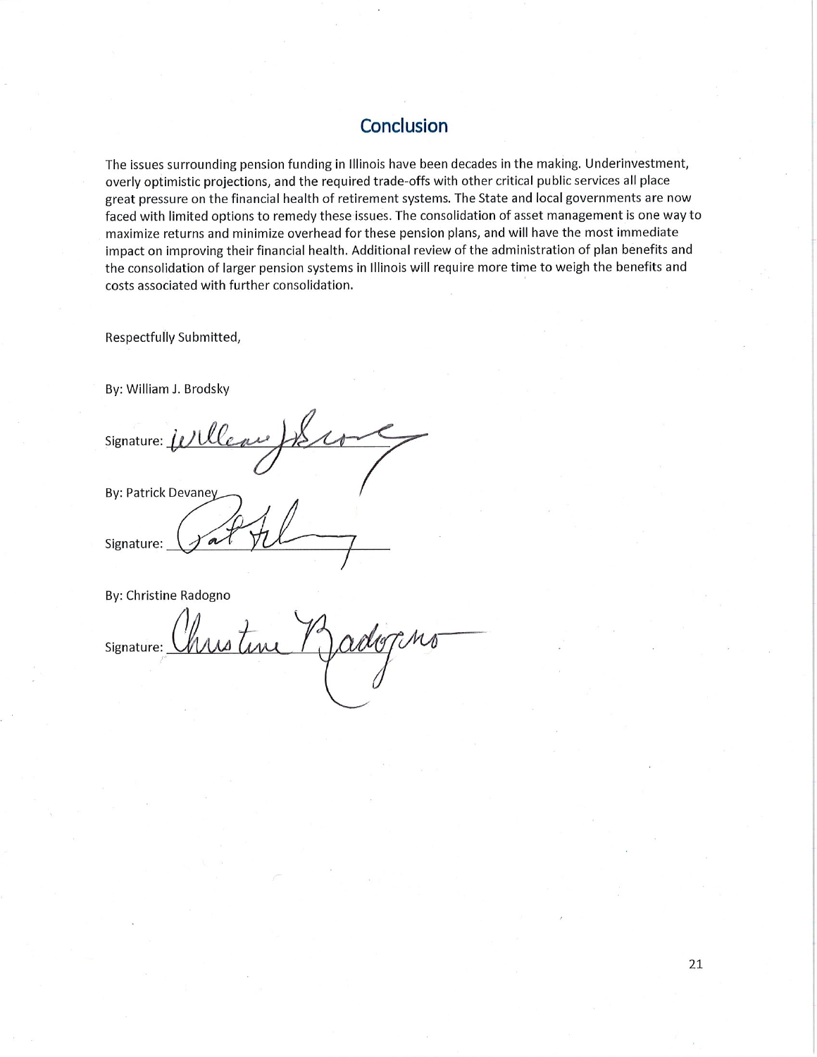## Conclusion

The issues surrounding pension funding in Illinois have been decades in the making. Underinvestment, overly optimistic projections, and the required trade-offs with other critical public services all place great pressure on the financial health of retirement systems. The State and local governments are now faced with limited options to remedy these issues. The consolidation of asset management is one way to maximize returns and minimize overhead for these pension plans, and will have the most immediate impact on improving their financial health. Additional review of the administration of plan benefits and the consolidation of larger pension systems in Illinois will require more time to weigh the benefits and costs associated with further consolidation.

Respectfully Submitted,

By: William J. Brodsky

Signature: William J. Brodsky

By: Patrick Devaney

Signature: Pat Devaney

By: Christine Radogno

Signature: Christine Radogno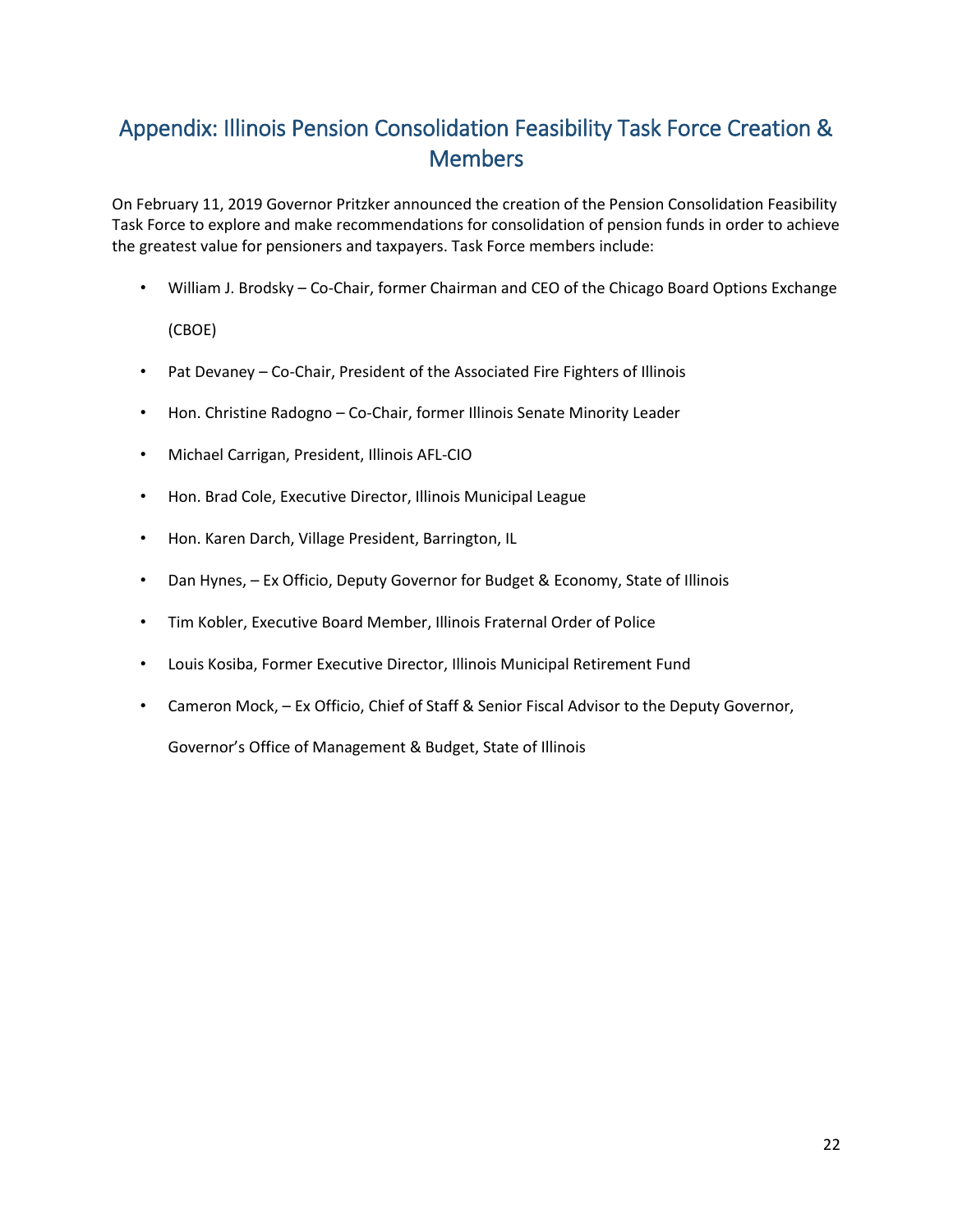## Appendix: Illinois Pension Consolidation Feasibility Task Force Creation & Members

On February 11, 2019 Governor Pritzker announced the creation of the Pension Consolidation Feasibility Task Force to explore and make recommendations for consolidation of pension funds in order to achieve the greatest value for pensioners and taxpayers. Task Force members include:

- William J. Brodsky – Co-Chair, former Chairman and CEO of the Chicago Board Options Exchange (CBOE)
- Pat Devaney – Co-Chair, President of the Associated Fire Fighters of Illinois
- Hon. Christine Radogno – Co-Chair, former Illinois Senate Minority Leader
- Michael Carrigan, President, Illinois AFL-CIO
- Hon. Brad Cole, Executive Director, Illinois Municipal League
- Hon. Karen Darch, Village President, Barrington, IL
- Dan Hynes, – Ex Officio, Deputy Governor for Budget & Economy, State of Illinois
- Tim Kobler, Executive Board Member, Illinois Fraternal Order of Police
- Louis Kosiba, Former Executive Director, Illinois Municipal Retirement Fund
- Cameron Mock, – Ex Officio, Chief of Staff & Senior Fiscal Advisor to the Deputy Governor, Governor's Office of Management & Budget, State of Illinois